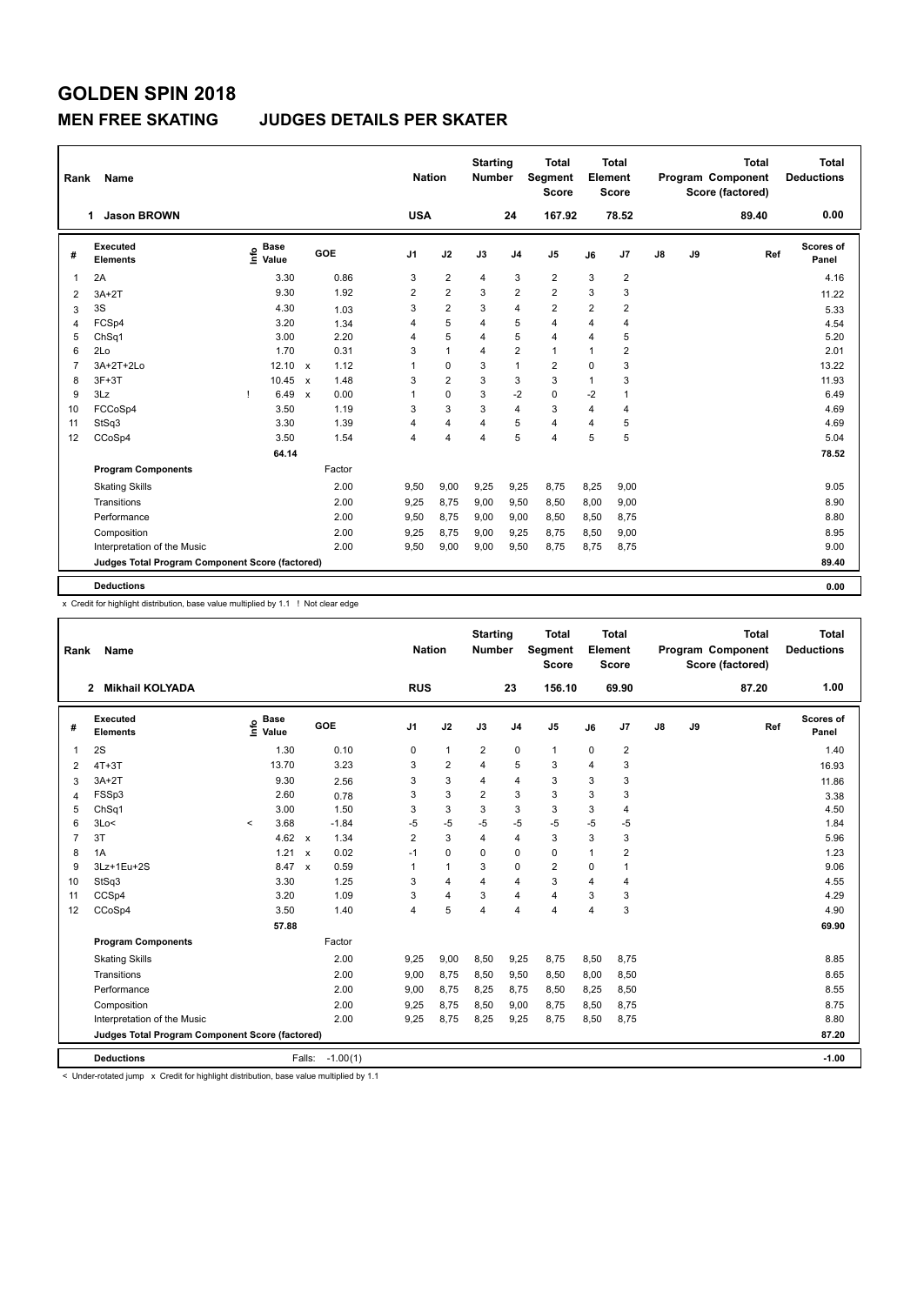# GOLDEN SPIN 2018

## MEN FREE SKATING JUDGES DETAILS PER SKATER

| Rank | Name | Nation | Starting Number | Total Segment Score | Total Element Score | Total Program Component Score (factored) | Total Deductions |
|---|---|---|---|---|---|---|---|
| 1 | Jason BROWN | USA | 24 | 167.92 | 78.52 | 89.40 | 0.00 |

| # | Executed Elements | Info | Base Value | | GOE | J1 | J2 | J3 | J4 | J5 | J6 | J7 | J8 | J9 | Ref | Scores of Panel |
|---|---|---|---|---|---|---|---|---|---|---|---|---|---|---|---|---|
| 1 | 2A | | 3.30 | | 0.86 | 3 | 2 | 4 | 3 | 2 | 3 | 2 | | | | 4.16 |
| 2 | 3A+2T | | 9.30 | | 1.92 | 2 | 2 | 3 | 2 | 2 | 3 | 3 | | | | 11.22 |
| 3 | 3S | | 4.30 | | 1.03 | 3 | 2 | 3 | 4 | 2 | 2 | 2 | | | | 5.33 |
| 4 | FCSp4 | | 3.20 | | 1.34 | 4 | 5 | 4 | 5 | 4 | 4 | 4 | | | | 4.54 |
| 5 | ChSq1 | | 3.00 | | 2.20 | 4 | 5 | 4 | 5 | 4 | 4 | 5 | | | | 5.20 |
| 6 | 2Lo | | 1.70 | | 0.31 | 3 | 1 | 4 | 2 | 1 | 1 | 2 | | | | 2.01 |
| 7 | 3A+2T+2Lo | | 12.10 | x | 1.12 | 1 | 0 | 3 | 1 | 2 | 0 | 3 | | | | 13.22 |
| 8 | 3F+3T | | 10.45 | x | 1.48 | 3 | 2 | 3 | 3 | 3 | 1 | 3 | | | | 11.93 |
| 9 | 3Lz | ! | 6.49 | x | 0.00 | 1 | 0 | 3 | -2 | 0 | -2 | 1 | | | | 6.49 |
| 10 | FCCoSp4 | | 3.50 | | 1.19 | 3 | 3 | 3 | 4 | 3 | 4 | 4 | | | | 4.69 |
| 11 | StSq3 | | 3.30 | | 1.39 | 4 | 4 | 4 | 5 | 4 | 4 | 5 | | | | 4.69 |
| 12 | CCoSp4 | | 3.50 | | 1.54 | 4 | 4 | 4 | 5 | 4 | 5 | 5 | | | | 5.04 |
| | | | 64.14 | | | | | | | | | | | | | 78.52 |
| | **Program Components** | | | | Factor | | | | | | | | | | | |
| | Skating Skills | | | | 2.00 | 9,50 | 9,00 | 9,25 | 9,25 | 8,75 | 8,25 | 9,00 | | | | 9.05 |
| | Transitions | | | | 2.00 | 9,25 | 8,75 | 9,00 | 9,50 | 8,50 | 8,00 | 9,00 | | | | 8.90 |
| | Performance | | | | 2.00 | 9,50 | 8,75 | 9,00 | 9,00 | 8,50 | 8,50 | 8,75 | | | | 8.80 |
| | Composition | | | | 2.00 | 9,25 | 8,75 | 9,00 | 9,25 | 8,75 | 8,50 | 9,00 | | | | 8.95 |
| | Interpretation of the Music | | | | 2.00 | 9,50 | 9,00 | 9,00 | 9,50 | 8,75 | 8,75 | 8,75 | | | | 9.00 |
| | **Judges Total Program Component Score (factored)** | | | | | | | | | | | | | | | 89.40 |
| | **Deductions** | | | | | | | | | | | | | | | 0.00 |

x Credit for highlight distribution, base value multiplied by 1.1 ! Not clear edge

| Rank | Name | Nation | Starting Number | Total Segment Score | Total Element Score | Total Program Component Score (factored) | Total Deductions |
|---|---|---|---|---|---|---|---|
| 2 | Mikhail KOLYADA | RUS | 23 | 156.10 | 69.90 | 87.20 | 1.00 |

| # | Executed Elements | Info | Base Value | | GOE | J1 | J2 | J3 | J4 | J5 | J6 | J7 | J8 | J9 | Ref | Scores of Panel |
|---|---|---|---|---|---|---|---|---|---|---|---|---|---|---|---|---|
| 1 | 2S | | 1.30 | | 0.10 | 0 | 1 | 2 | 0 | 1 | 0 | 2 | | | | 1.40 |
| 2 | 4T+3T | | 13.70 | | 3.23 | 3 | 2 | 4 | 5 | 3 | 4 | 3 | | | | 16.93 |
| 3 | 3A+2T | | 9.30 | | 2.56 | 3 | 3 | 4 | 4 | 3 | 3 | 3 | | | | 11.86 |
| 4 | FSSp3 | | 2.60 | | 0.78 | 3 | 3 | 2 | 3 | 3 | 3 | 3 | | | | 3.38 |
| 5 | ChSq1 | | 3.00 | | 1.50 | 3 | 3 | 3 | 3 | 3 | 3 | 4 | | | | 4.50 |
| 6 | 3Lo< | < | 3.68 | | -1.84 | -5 | -5 | -5 | -5 | -5 | -5 | -5 | | | | 1.84 |
| 7 | 3T | | 4.62 | x | 1.34 | 2 | 3 | 4 | 4 | 3 | 3 | 3 | | | | 5.96 |
| 8 | 1A | | 1.21 | x | 0.02 | -1 | 0 | 0 | 0 | 0 | 1 | 2 | | | | 1.23 |
| 9 | 3Lz+1Eu+2S | | 8.47 | x | 0.59 | 1 | 1 | 3 | 0 | 2 | 0 | 1 | | | | 9.06 |
| 10 | StSq3 | | 3.30 | | 1.25 | 3 | 4 | 4 | 4 | 3 | 4 | 4 | | | | 4.55 |
| 11 | CCSp4 | | 3.20 | | 1.09 | 3 | 4 | 3 | 4 | 4 | 3 | 3 | | | | 4.29 |
| 12 | CCoSp4 | | 3.50 | | 1.40 | 4 | 5 | 4 | 4 | 4 | 4 | 3 | | | | 4.90 |
| | | | 57.88 | | | | | | | | | | | | | 69.90 |
| | **Program Components** | | | | Factor | | | | | | | | | | | |
| | Skating Skills | | | | 2.00 | 9,25 | 9,00 | 8,50 | 9,25 | 8,75 | 8,50 | 8,75 | | | | 8.85 |
| | Transitions | | | | 2.00 | 9,00 | 8,75 | 8,50 | 9,50 | 8,50 | 8,00 | 8,50 | | | | 8.65 |
| | Performance | | | | 2.00 | 9,00 | 8,75 | 8,25 | 8,75 | 8,50 | 8,25 | 8,50 | | | | 8.55 |
| | Composition | | | | 2.00 | 9,25 | 8,75 | 8,50 | 9,00 | 8,75 | 8,50 | 8,75 | | | | 8.75 |
| | Interpretation of the Music | | | | 2.00 | 9,25 | 8,75 | 8,25 | 9,25 | 8,75 | 8,50 | 8,75 | | | | 8.80 |
| | **Judges Total Program Component Score (factored)** | | | | | | | | | | | | | | | 87.20 |
| | **Deductions** | | Falls: | | -1.00(1) | | | | | | | | | | | -1.00 |

< Under-rotated jump x Credit for highlight distribution, base value multiplied by 1.1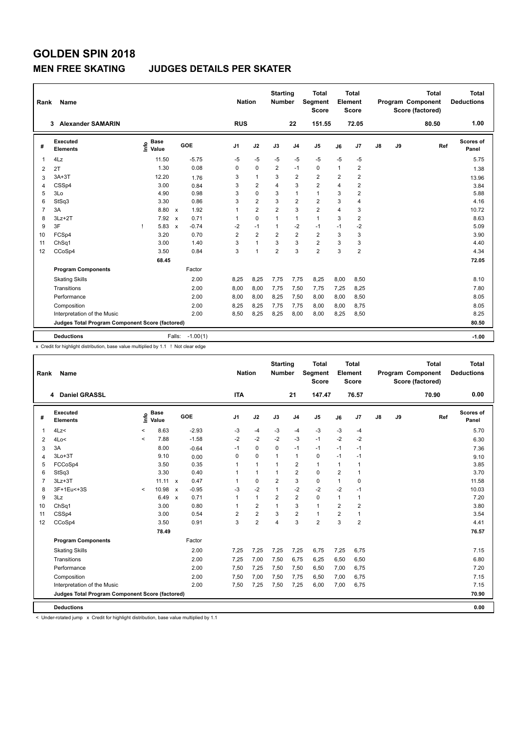# GOLDEN SPIN 2018

## MEN FREE SKATING JUDGES DETAILS PER SKATER

| Rank | Name | Nation | Starting Number | Total Segment Score | Total Element Score | Total Program Component Score (factored) | Total Deductions |
|---|---|---|---|---|---|---|---|
| 3 | Alexander SAMARIN | RUS | 22 | 151.55 | 72.05 | 80.50 | 1.00 |

| # | Executed Elements | Info | Base Value | | GOE | J1 | J2 | J3 | J4 | J5 | J6 | J7 | J8 | J9 | Ref | Scores of Panel |
|---|---|---|---|---|---|---|---|---|---|---|---|---|---|---|---|---|
| 1 | 4Lz | | 11.50 | | -5.75 | -5 | -5 | -5 | -5 | -5 | -5 | -5 | | | | 5.75 |
| 2 | 2T | | 1.30 | | 0.08 | 0 | 0 | 2 | -1 | 0 | 1 | 2 | | | | 1.38 |
| 3 | 3A+3T | | 12.20 | | 1.76 | 3 | 1 | 3 | 2 | 2 | 2 | 2 | | | | 13.96 |
| 4 | CSSp4 | | 3.00 | | 0.84 | 3 | 2 | 4 | 3 | 2 | 4 | 2 | | | | 3.84 |
| 5 | 3Lo | | 4.90 | | 0.98 | 3 | 0 | 3 | 1 | 1 | 3 | 2 | | | | 5.88 |
| 6 | StSq3 | | 3.30 | | 0.86 | 3 | 2 | 3 | 2 | 2 | 3 | 4 | | | | 4.16 |
| 7 | 3A | | 8.80 | x | 1.92 | 1 | 2 | 2 | 3 | 2 | 4 | 3 | | | | 10.72 |
| 8 | 3Lz+2T | | 7.92 | x | 0.71 | 1 | 0 | 1 | 1 | 1 | 3 | 2 | | | | 8.63 |
| 9 | 3F | ! | 5.83 | x | -0.74 | -2 | -1 | 1 | -2 | -1 | -1 | -2 | | | | 5.09 |
| 10 | FCSp4 | | 3.20 | | 0.70 | 2 | 2 | 2 | 2 | 2 | 3 | 3 | | | | 3.90 |
| 11 | ChSq1 | | 3.00 | | 1.40 | 3 | 1 | 3 | 3 | 2 | 3 | 3 | | | | 4.40 |
| 12 | CCoSp4 | | 3.50 | | 0.84 | 3 | 1 | 2 | 3 | 2 | 3 | 2 | | | | 4.34 |
| | | | 68.45 | | | | | | | | | | | | | 72.05 |
| | **Program Components** | | | | Factor | | | | | | | | | | | |
| | Skating Skills | | | | 2.00 | 8,25 | 8,25 | 7,75 | 7,75 | 8,25 | 8,00 | 8,50 | | | | 8.10 |
| | Transitions | | | | 2.00 | 8,00 | 8,00 | 7,75 | 7,50 | 7,75 | 7,25 | 8,25 | | | | 7.80 |
| | Performance | | | | 2.00 | 8,00 | 8,00 | 8,25 | 7,50 | 8,00 | 8,00 | 8,50 | | | | 8.05 |
| | Composition | | | | 2.00 | 8,25 | 8,25 | 7,75 | 7,75 | 8,00 | 8,00 | 8,75 | | | | 8.05 |
| | Interpretation of the Music | | | | 2.00 | 8,50 | 8,25 | 8,25 | 8,00 | 8,00 | 8,25 | 8,50 | | | | 8.25 |
| | **Judges Total Program Component Score (factored)** | | | | | | | | | | | | | | | 80.50 |
| | **Deductions** | | | Falls: | -1.00(1) | | | | | | | | | | | -1.00 |

x Credit for highlight distribution, base value multiplied by 1.1 ! Not clear edge

| Rank | Name | Nation | Starting Number | Total Segment Score | Total Element Score | Total Program Component Score (factored) | Total Deductions |
|---|---|---|---|---|---|---|---|
| 4 | Daniel GRASSL | ITA | 21 | 147.47 | 76.57 | 70.90 | 0.00 |

| # | Executed Elements | Info | Base Value | | GOE | J1 | J2 | J3 | J4 | J5 | J6 | J7 | J8 | J9 | Ref | Scores of Panel |
|---|---|---|---|---|---|---|---|---|---|---|---|---|---|---|---|---|
| 1 | 4Lz< | < | 8.63 | | -2.93 | -3 | -4 | -3 | -4 | -3 | -3 | -4 | | | | 5.70 |
| 2 | 4Lo< | < | 7.88 | | -1.58 | -2 | -2 | -2 | -3 | -1 | -2 | -2 | | | | 6.30 |
| 3 | 3A | | 8.00 | | -0.64 | -1 | 0 | 0 | -1 | -1 | -1 | -1 | | | | 7.36 |
| 4 | 3Lo+3T | | 9.10 | | 0.00 | 0 | 0 | 1 | 1 | 0 | -1 | -1 | | | | 9.10 |
| 5 | FCCoSp4 | | 3.50 | | 0.35 | 1 | 1 | 1 | 2 | 1 | 1 | 1 | | | | 3.85 |
| 6 | StSq3 | | 3.30 | | 0.40 | 1 | 1 | 1 | 2 | 0 | 2 | 1 | | | | 3.70 |
| 7 | 3Lz+3T | | 11.11 | x | 0.47 | 1 | 0 | 2 | 3 | 0 | 1 | 0 | | | | 11.58 |
| 8 | 3F+1Eu<+3S | < | 10.98 | x | -0.95 | -3 | -2 | 1 | -2 | -2 | -2 | -1 | | | | 10.03 |
| 9 | 3Lz | | 6.49 | x | 0.71 | 1 | 1 | 2 | 2 | 0 | 1 | 1 | | | | 7.20 |
| 10 | ChSq1 | | 3.00 | | 0.80 | 1 | 2 | 1 | 3 | 1 | 2 | 2 | | | | 3.80 |
| 11 | CSSp4 | | 3.00 | | 0.54 | 2 | 2 | 3 | 2 | 1 | 2 | 1 | | | | 3.54 |
| 12 | CCoSp4 | | 3.50 | | 0.91 | 3 | 2 | 4 | 3 | 2 | 3 | 2 | | | | 4.41 |
| | | | 78.49 | | | | | | | | | | | | | 76.57 |
| | **Program Components** | | | | Factor | | | | | | | | | | | |
| | Skating Skills | | | | 2.00 | 7,25 | 7,25 | 7,25 | 7,25 | 6,75 | 7,25 | 6,75 | | | | 7.15 |
| | Transitions | | | | 2.00 | 7,25 | 7,00 | 7,50 | 6,75 | 6,25 | 6,50 | 6,50 | | | | 6.80 |
| | Performance | | | | 2.00 | 7,50 | 7,25 | 7,50 | 7,50 | 6,50 | 7,00 | 6,75 | | | | 7.20 |
| | Composition | | | | 2.00 | 7,50 | 7,00 | 7,50 | 7,75 | 6,50 | 7,00 | 6,75 | | | | 7.15 |
| | Interpretation of the Music | | | | 2.00 | 7,50 | 7,25 | 7,50 | 7,25 | 6,00 | 7,00 | 6,75 | | | | 7.15 |
| | **Judges Total Program Component Score (factored)** | | | | | | | | | | | | | | | 70.90 |
| | **Deductions** | | | | | | | | | | | | | | | 0.00 |

< Under-rotated jump x Credit for highlight distribution, base value multiplied by 1.1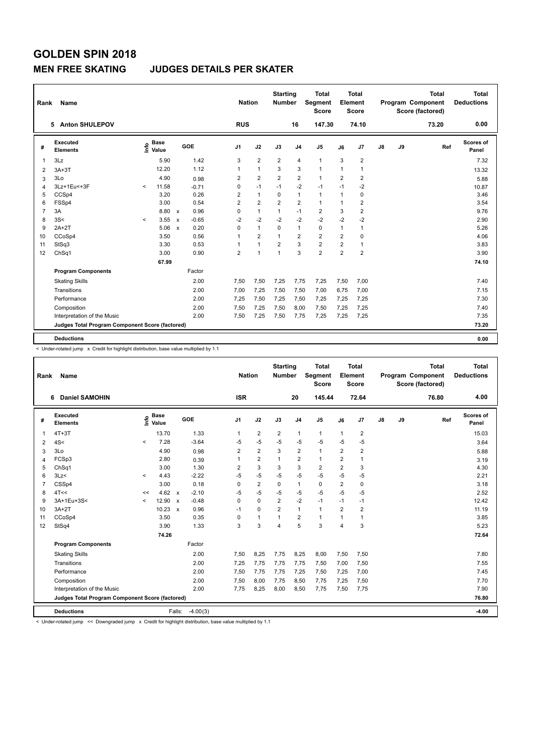# GOLDEN SPIN 2018

## MEN FREE SKATING JUDGES DETAILS PER SKATER

| Rank | Name | Nation | Starting Number | Total Segment Score | Total Element Score | Total Program Component Score (factored) | Total Deductions |
|---|---|---|---|---|---|---|---|
| 5 | Anton SHULEPOV | RUS | 16 | 147.30 | 74.10 | 73.20 | 0.00 |

| # | Executed Elements | Info | Base Value | | GOE | J1 | J2 | J3 | J4 | J5 | J6 | J7 | J8 | J9 | Ref | Scores of Panel |
|---|---|---|---|---|---|---|---|---|---|---|---|---|---|---|---|---|
| 1 | 3Lz | | 5.90 | | 1.42 | 3 | 2 | 2 | 4 | 1 | 3 | 2 | | | | 7.32 |
| 2 | 3A+3T | | 12.20 | | 1.12 | 1 | 1 | 3 | 3 | 1 | 1 | 1 | | | | 13.32 |
| 3 | 3Lo | | 4.90 | | 0.98 | 2 | 2 | 2 | 2 | 1 | 2 | 2 | | | | 5.88 |
| 4 | 3Lz+1Eu<+3F | < | 11.58 | | -0.71 | 0 | -1 | -1 | -2 | -1 | -1 | -2 | | | | 10.87 |
| 5 | CCSp4 | | 3.20 | | 0.26 | 2 | 1 | 0 | 1 | 1 | 1 | 0 | | | | 3.46 |
| 6 | FSSp4 | | 3.00 | | 0.54 | 2 | 2 | 2 | 2 | 1 | 1 | 2 | | | | 3.54 |
| 7 | 3A | | 8.80 | x | 0.96 | 0 | 1 | 1 | -1 | 2 | 3 | 2 | | | | 9.76 |
| 8 | 3S< | < | 3.55 | x | -0.65 | -2 | -2 | -2 | -2 | -2 | -2 | -2 | | | | 2.90 |
| 9 | 2A+2T | | 5.06 | x | 0.20 | 0 | 1 | 0 | 1 | 0 | 1 | 1 | | | | 5.26 |
| 10 | CCoSp4 | | 3.50 | | 0.56 | 1 | 2 | 1 | 2 | 2 | 2 | 0 | | | | 4.06 |
| 11 | StSq3 | | 3.30 | | 0.53 | 1 | 1 | 2 | 3 | 2 | 2 | 1 | | | | 3.83 |
| 12 | ChSq1 | | 3.00 | | 0.90 | 2 | 1 | 1 | 3 | 2 | 2 | 2 | | | | 3.90 |
| | | | 67.99 | | | | | | | | | | | | | 74.10 |
| | **Program Components** | | | | Factor | | | | | | | | | | | |
| | Skating Skills | | | | 2.00 | 7,50 | 7,50 | 7,25 | 7,75 | 7,25 | 7,50 | 7,00 | | | | 7.40 |
| | Transitions | | | | 2.00 | 7,00 | 7,25 | 7,50 | 7,50 | 7,00 | 6,75 | 7,00 | | | | 7.15 |
| | Performance | | | | 2.00 | 7,25 | 7,50 | 7,25 | 7,50 | 7,25 | 7,25 | 7,25 | | | | 7.30 |
| | Composition | | | | 2.00 | 7,50 | 7,25 | 7,50 | 8,00 | 7,50 | 7,25 | 7,25 | | | | 7.40 |
| | Interpretation of the Music | | | | 2.00 | 7,50 | 7,25 | 7,50 | 7,75 | 7,25 | 7,25 | 7,25 | | | | 7.35 |
| | **Judges Total Program Component Score (factored)** | | | | | | | | | | | | | | | 73.20 |
| | **Deductions** | | | | | | | | | | | | | | | 0.00 |

< Under-rotated jump x Credit for highlight distribution, base value multiplied by 1.1

| Rank | Name | Nation | Starting Number | Total Segment Score | Total Element Score | Total Program Component Score (factored) | Total Deductions |
|---|---|---|---|---|---|---|---|
| 6 | Daniel SAMOHIN | ISR | 20 | 145.44 | 72.64 | 76.80 | 4.00 |

| # | Executed Elements | Info | Base Value | | GOE | J1 | J2 | J3 | J4 | J5 | J6 | J7 | J8 | J9 | Ref | Scores of Panel |
|---|---|---|---|---|---|---|---|---|---|---|---|---|---|---|---|---|
| 1 | 4T+3T | | 13.70 | | 1.33 | 1 | 2 | 2 | 1 | 1 | 1 | 2 | | | | 15.03 |
| 2 | 4S< | < | 7.28 | | -3.64 | -5 | -5 | -5 | -5 | -5 | -5 | -5 | | | | 3.64 |
| 3 | 3Lo | | 4.90 | | 0.98 | 2 | 2 | 3 | 2 | 1 | 2 | 2 | | | | 5.88 |
| 4 | FCSp3 | | 2.80 | | 0.39 | 1 | 2 | 1 | 2 | 1 | 2 | 1 | | | | 3.19 |
| 5 | ChSq1 | | 3.00 | | 1.30 | 2 | 3 | 3 | 3 | 2 | 2 | 3 | | | | 4.30 |
| 6 | 3Lz< | < | 4.43 | | -2.22 | -5 | -5 | -5 | -5 | -5 | -5 | -5 | | | | 2.21 |
| 7 | CSSp4 | | 3.00 | | 0.18 | 0 | 2 | 0 | 1 | 0 | 2 | 0 | | | | 3.18 |
| 8 | 4T<< | << | 4.62 | x | -2.10 | -5 | -5 | -5 | -5 | -5 | -5 | -5 | | | | 2.52 |
| 9 | 3A+1Eu+3S< | < | 12.90 | x | -0.48 | 0 | 0 | 2 | -2 | -1 | -1 | -1 | | | | 12.42 |
| 10 | 3A+2T | | 10.23 | x | 0.96 | -1 | 0 | 2 | 1 | 1 | 2 | 2 | | | | 11.19 |
| 11 | CCoSp4 | | 3.50 | | 0.35 | 0 | 1 | 1 | 2 | 1 | 1 | 1 | | | | 3.85 |
| 12 | StSq4 | | 3.90 | | 1.33 | 3 | 3 | 4 | 5 | 3 | 4 | 3 | | | | 5.23 |
| | | | 74.26 | | | | | | | | | | | | | 72.64 |
| | **Program Components** | | | | Factor | | | | | | | | | | | |
| | Skating Skills | | | | 2.00 | 7,50 | 8,25 | 7,75 | 8,25 | 8,00 | 7,50 | 7,50 | | | | 7.80 |
| | Transitions | | | | 2.00 | 7,25 | 7,75 | 7,75 | 7,75 | 7,50 | 7,00 | 7,50 | | | | 7.55 |
| | Performance | | | | 2.00 | 7,50 | 7,75 | 7,75 | 7,25 | 7,50 | 7,25 | 7,00 | | | | 7.45 |
| | Composition | | | | 2.00 | 7,50 | 8,00 | 7,75 | 8,50 | 7,75 | 7,25 | 7,50 | | | | 7.70 |
| | Interpretation of the Music | | | | 2.00 | 7,75 | 8,25 | 8,00 | 8,50 | 7,75 | 7,50 | 7,75 | | | | 7.90 |
| | **Judges Total Program Component Score (factored)** | | | | | | | | | | | | | | | 76.80 |
| | **Deductions** | | Falls: | | -4.00(3) | | | | | | | | | | | -4.00 |

< Under-rotated jump << Downgraded jump x Credit for highlight distribution, base value multiplied by 1.1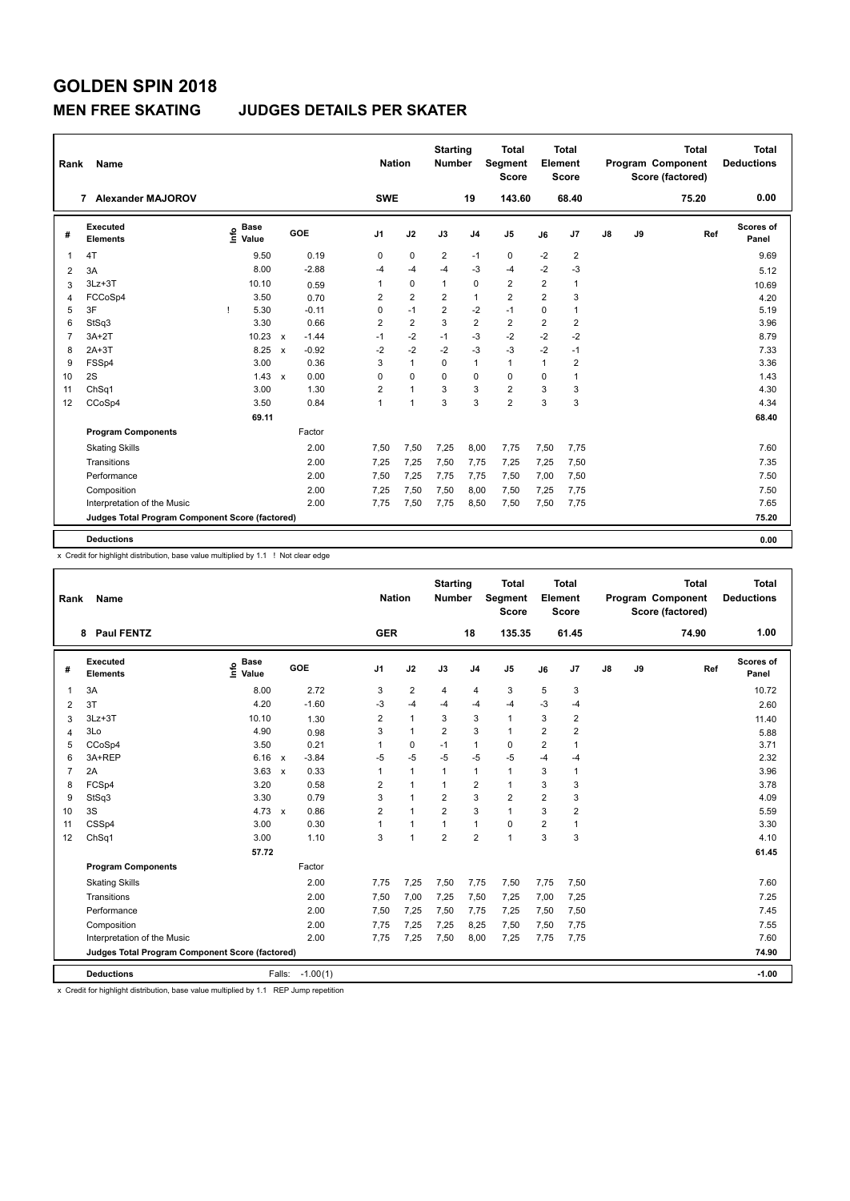# GOLDEN SPIN 2018

## MEN FREE SKATING JUDGES DETAILS PER SKATER

| Rank | Name | Nation | Starting Number | Total Segment Score | Total Element Score | Total Program Component Score (factored) | Total Deductions |
|---|---|---|---|---|---|---|---|
| 7 | Alexander MAJOROV | SWE | 19 | 143.60 | 68.40 | 75.20 | 0.00 |

| # | Executed Elements | Info | Base Value | | GOE | J1 | J2 | J3 | J4 | J5 | J6 | J7 | J8 | J9 | Ref | Scores of Panel |
|---|---|---|---|---|---|---|---|---|---|---|---|---|---|---|---|---|
| 1 | 4T | | 9.50 | | 0.19 | 0 | 0 | 2 | -1 | 0 | -2 | 2 | | | | 9.69 |
| 2 | 3A | | 8.00 | | -2.88 | -4 | -4 | -4 | -3 | -4 | -2 | -3 | | | | 5.12 |
| 3 | 3Lz+3T | | 10.10 | | 0.59 | 1 | 0 | 1 | 0 | 2 | 2 | 1 | | | | 10.69 |
| 4 | FCCoSp4 | | 3.50 | | 0.70 | 2 | 2 | 2 | 1 | 2 | 2 | 3 | | | | 4.20 |
| 5 | 3F | ! | 5.30 | | -0.11 | 0 | -1 | 2 | -2 | -1 | 0 | 1 | | | | 5.19 |
| 6 | StSq3 | | 3.30 | | 0.66 | 2 | 2 | 3 | 2 | 2 | 2 | 2 | | | | 3.96 |
| 7 | 3A+2T | | 10.23 | x | -1.44 | -1 | -2 | -1 | -3 | -2 | -2 | -2 | | | | 8.79 |
| 8 | 2A+3T | | 8.25 | x | -0.92 | -2 | -2 | -2 | -3 | -3 | -2 | -1 | | | | 7.33 |
| 9 | FSSp4 | | 3.00 | | 0.36 | 3 | 1 | 0 | 1 | 1 | 1 | 2 | | | | 3.36 |
| 10 | 2S | | 1.43 | x | 0.00 | 0 | 0 | 0 | 0 | 0 | 0 | 1 | | | | 1.43 |
| 11 | ChSq1 | | 3.00 | | 1.30 | 2 | 1 | 3 | 3 | 2 | 3 | 3 | | | | 4.30 |
| 12 | CCoSp4 | | 3.50 | | 0.84 | 1 | 1 | 3 | 3 | 2 | 3 | 3 | | | | 4.34 |
| | | | 69.11 | | | | | | | | | | | | | 68.40 |
| | **Program Components** | | | | Factor | | | | | | | | | | | |
| | Skating Skills | | | | 2.00 | 7,50 | 7,50 | 7,25 | 8,00 | 7,75 | 7,50 | 7,75 | | | | 7.60 |
| | Transitions | | | | 2.00 | 7,25 | 7,25 | 7,50 | 7,75 | 7,25 | 7,25 | 7,50 | | | | 7.35 |
| | Performance | | | | 2.00 | 7,50 | 7,25 | 7,75 | 7,75 | 7,50 | 7,00 | 7,50 | | | | 7.50 |
| | Composition | | | | 2.00 | 7,25 | 7,50 | 7,50 | 8,00 | 7,50 | 7,25 | 7,75 | | | | 7.50 |
| | Interpretation of the Music | | | | 2.00 | 7,75 | 7,50 | 7,75 | 8,50 | 7,50 | 7,50 | 7,75 | | | | 7.65 |
| | **Judges Total Program Component Score (factored)** | | | | | | | | | | | | | | | 75.20 |
| | **Deductions** | | | | | | | | | | | | | | | 0.00 |

x Credit for highlight distribution, base value multiplied by 1.1 ! Not clear edge

| Rank | Name | Nation | Starting Number | Total Segment Score | Total Element Score | Total Program Component Score (factored) | Total Deductions |
|---|---|---|---|---|---|---|---|
| 8 | Paul FENTZ | GER | 18 | 135.35 | 61.45 | 74.90 | 1.00 |

| # | Executed Elements | Info | Base Value | | GOE | J1 | J2 | J3 | J4 | J5 | J6 | J7 | J8 | J9 | Ref | Scores of Panel |
|---|---|---|---|---|---|---|---|---|---|---|---|---|---|---|---|---|
| 1 | 3A | | 8.00 | | 2.72 | 3 | 2 | 4 | 4 | 3 | 5 | 3 | | | | 10.72 |
| 2 | 3T | | 4.20 | | -1.60 | -3 | -4 | -4 | -4 | -4 | -3 | -4 | | | | 2.60 |
| 3 | 3Lz+3T | | 10.10 | | 1.30 | 2 | 1 | 3 | 3 | 1 | 3 | 2 | | | | 11.40 |
| 4 | 3Lo | | 4.90 | | 0.98 | 3 | 1 | 2 | 3 | 1 | 2 | 2 | | | | 5.88 |
| 5 | CCoSp4 | | 3.50 | | 0.21 | 1 | 0 | -1 | 1 | 0 | 2 | 1 | | | | 3.71 |
| 6 | 3A+REP | | 6.16 | x | -3.84 | -5 | -5 | -5 | -5 | -5 | -4 | -4 | | | | 2.32 |
| 7 | 2A | | 3.63 | x | 0.33 | 1 | 1 | 1 | 1 | 1 | 3 | 1 | | | | 3.96 |
| 8 | FCSp4 | | 3.20 | | 0.58 | 2 | 1 | 1 | 2 | 1 | 3 | 3 | | | | 3.78 |
| 9 | StSq3 | | 3.30 | | 0.79 | 3 | 1 | 2 | 3 | 2 | 2 | 3 | | | | 4.09 |
| 10 | 3S | | 4.73 | x | 0.86 | 2 | 1 | 2 | 3 | 1 | 3 | 2 | | | | 5.59 |
| 11 | CSSp4 | | 3.00 | | 0.30 | 1 | 1 | 1 | 1 | 0 | 2 | 1 | | | | 3.30 |
| 12 | ChSq1 | | 3.00 | | 1.10 | 3 | 1 | 2 | 2 | 1 | 3 | 3 | | | | 4.10 |
| | | | 57.72 | | | | | | | | | | | | | 61.45 |
| | **Program Components** | | | | Factor | | | | | | | | | | | |
| | Skating Skills | | | | 2.00 | 7,75 | 7,25 | 7,50 | 7,75 | 7,50 | 7,75 | 7,50 | | | | 7.60 |
| | Transitions | | | | 2.00 | 7,50 | 7,00 | 7,25 | 7,50 | 7,25 | 7,00 | 7,25 | | | | 7.25 |
| | Performance | | | | 2.00 | 7,50 | 7,25 | 7,50 | 7,75 | 7,25 | 7,50 | 7,50 | | | | 7.45 |
| | Composition | | | | 2.00 | 7,75 | 7,25 | 7,25 | 8,25 | 7,50 | 7,50 | 7,75 | | | | 7.55 |
| | Interpretation of the Music | | | | 2.00 | 7,75 | 7,25 | 7,50 | 8,00 | 7,25 | 7,75 | 7,75 | | | | 7.60 |
| | **Judges Total Program Component Score (factored)** | | | | | | | | | | | | | | | 74.90 |
| | **Deductions** | | Falls: | | -1.00(1) | | | | | | | | | | | -1.00 |

x Credit for highlight distribution, base value multiplied by 1.1 REP Jump repetition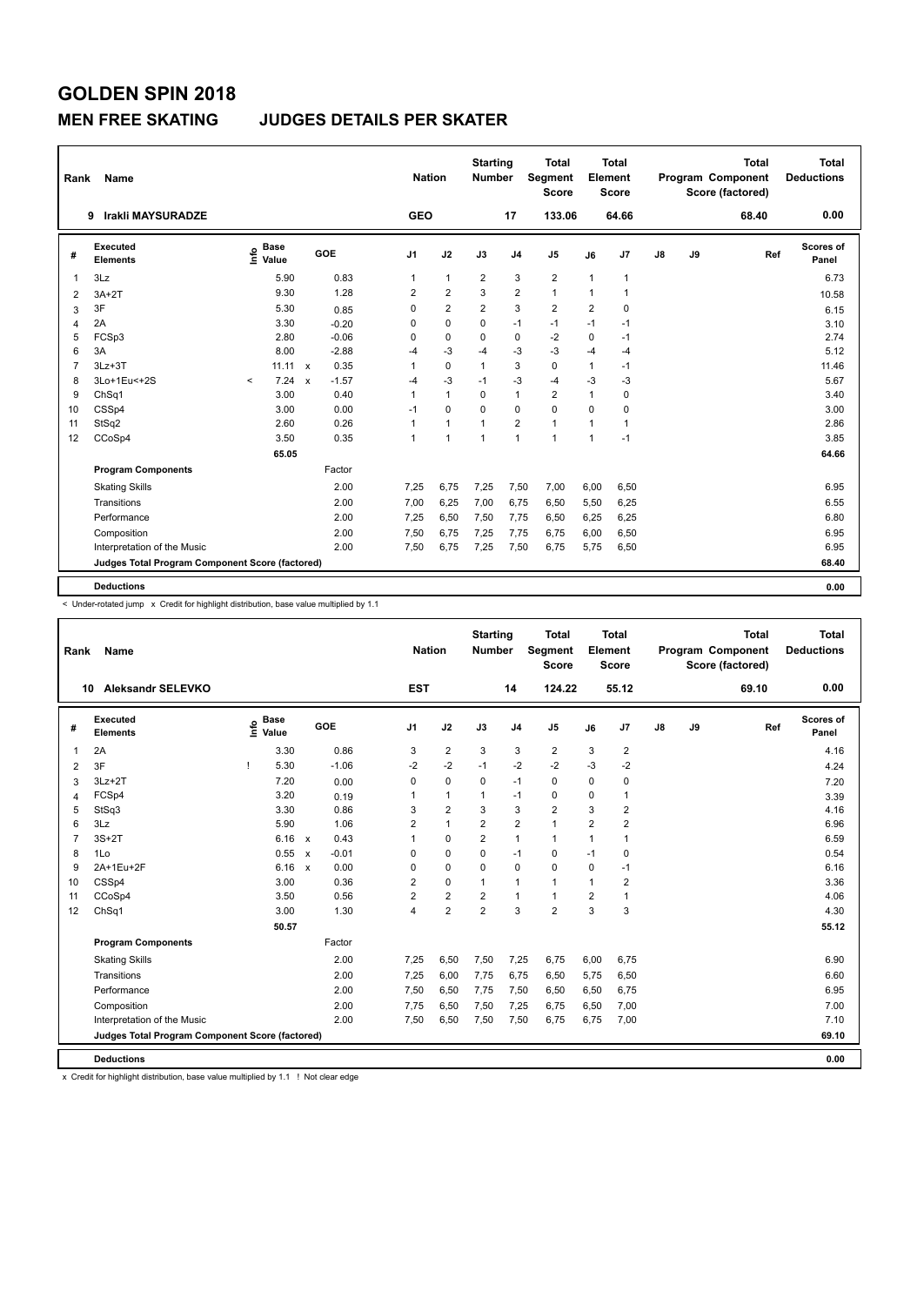# GOLDEN SPIN 2018

## MEN FREE SKATING JUDGES DETAILS PER SKATER

| Rank | Name | Nation | Starting Number | Total Segment Score | Total Element Score | Total Program Component Score (factored) | Total Deductions |
|---|---|---|---|---|---|---|---|
| 9 | Irakli MAYSURADZE | GEO | 17 | 133.06 | 64.66 | 68.40 | 0.00 |

| # | Executed Elements | Info | Base Value | | GOE | J1 | J2 | J3 | J4 | J5 | J6 | J7 | J8 | J9 | Ref | Scores of Panel |
|---|---|---|---|---|---|---|---|---|---|---|---|---|---|---|---|---|
| 1 | 3Lz | | 5.90 | | 0.83 | 1 | 1 | 2 | 3 | 2 | 1 | 1 | | | | 6.73 |
| 2 | 3A+2T | | 9.30 | | 1.28 | 2 | 2 | 3 | 2 | 1 | 1 | 1 | | | | 10.58 |
| 3 | 3F | | 5.30 | | 0.85 | 0 | 2 | 2 | 3 | 2 | 2 | 0 | | | | 6.15 |
| 4 | 2A | | 3.30 | | -0.20 | 0 | 0 | 0 | -1 | -1 | -1 | -1 | | | | 3.10 |
| 5 | FCSp3 | | 2.80 | | -0.06 | 0 | 0 | 0 | 0 | -2 | 0 | -1 | | | | 2.74 |
| 6 | 3A | | 8.00 | | -2.88 | -4 | -3 | -4 | -3 | -3 | -4 | -4 | | | | 5.12 |
| 7 | 3Lz+3T | | 11.11 | x | 0.35 | 1 | 0 | 1 | 3 | 0 | 1 | -1 | | | | 11.46 |
| 8 | 3Lo+1Eu<+2S | < | 7.24 | x | -1.57 | -4 | -3 | -1 | -3 | -4 | -3 | -3 | | | | 5.67 |
| 9 | ChSq1 | | 3.00 | | 0.40 | 1 | 1 | 0 | 1 | 2 | 1 | 0 | | | | 3.40 |
| 10 | CSSp4 | | 3.00 | | 0.00 | -1 | 0 | 0 | 0 | 0 | 0 | 0 | | | | 3.00 |
| 11 | StSq2 | | 2.60 | | 0.26 | 1 | 1 | 1 | 2 | 1 | 1 | 1 | | | | 2.86 |
| 12 | CCoSp4 | | 3.50 | | 0.35 | 1 | 1 | 1 | 1 | 1 | 1 | -1 | | | | 3.85 |
| | | | 65.05 | | | | | | | | | | | | | 64.66 |
| | **Program Components** | | | | Factor | | | | | | | | | | | |
| | Skating Skills | | | | 2.00 | 7,25 | 6,75 | 7,25 | 7,50 | 7,00 | 6,00 | 6,50 | | | | 6.95 |
| | Transitions | | | | 2.00 | 7,00 | 6,25 | 7,00 | 6,75 | 6,50 | 5,50 | 6,25 | | | | 6.55 |
| | Performance | | | | 2.00 | 7,25 | 6,50 | 7,50 | 7,75 | 6,50 | 6,25 | 6,25 | | | | 6.80 |
| | Composition | | | | 2.00 | 7,50 | 6,75 | 7,25 | 7,75 | 6,75 | 6,00 | 6,50 | | | | 6.95 |
| | Interpretation of the Music | | | | 2.00 | 7,50 | 6,75 | 7,25 | 7,50 | 6,75 | 5,75 | 6,50 | | | | 6.95 |
| | **Judges Total Program Component Score (factored)** | | | | | | | | | | | | | | | 68.40 |
| | **Deductions** | | | | | | | | | | | | | | | 0.00 |

< Under-rotated jump x Credit for highlight distribution, base value multiplied by 1.1

| Rank | Name | Nation | Starting Number | Total Segment Score | Total Element Score | Total Program Component Score (factored) | Total Deductions |
|---|---|---|---|---|---|---|---|
| 10 | Aleksandr SELEVKO | EST | 14 | 124.22 | 55.12 | 69.10 | 0.00 |

| # | Executed Elements | Info | Base Value | | GOE | J1 | J2 | J3 | J4 | J5 | J6 | J7 | J8 | J9 | Ref | Scores of Panel |
|---|---|---|---|---|---|---|---|---|---|---|---|---|---|---|---|---|
| 1 | 2A | | 3.30 | | 0.86 | 3 | 2 | 3 | 3 | 2 | 3 | 2 | | | | 4.16 |
| 2 | 3F | ! | 5.30 | | -1.06 | -2 | -2 | -1 | -2 | -2 | -3 | -2 | | | | 4.24 |
| 3 | 3Lz+2T | | 7.20 | | 0.00 | 0 | 0 | 0 | -1 | 0 | 0 | 0 | | | | 7.20 |
| 4 | FCSp4 | | 3.20 | | 0.19 | 1 | 1 | 1 | -1 | 0 | 0 | 1 | | | | 3.39 |
| 5 | StSq3 | | 3.30 | | 0.86 | 3 | 2 | 3 | 3 | 2 | 3 | 2 | | | | 4.16 |
| 6 | 3Lz | | 5.90 | | 1.06 | 2 | 1 | 2 | 2 | 1 | 2 | 2 | | | | 6.96 |
| 7 | 3S+2T | | 6.16 | x | 0.43 | 1 | 0 | 2 | 1 | 1 | 1 | 1 | | | | 6.59 |
| 8 | 1Lo | | 0.55 | x | -0.01 | 0 | 0 | 0 | -1 | 0 | -1 | 0 | | | | 0.54 |
| 9 | 2A+1Eu+2F | | 6.16 | x | 0.00 | 0 | 0 | 0 | 0 | 0 | 0 | -1 | | | | 6.16 |
| 10 | CSSp4 | | 3.00 | | 0.36 | 2 | 0 | 1 | 1 | 1 | 1 | 2 | | | | 3.36 |
| 11 | CCoSp4 | | 3.50 | | 0.56 | 2 | 2 | 2 | 1 | 1 | 2 | 1 | | | | 4.06 |
| 12 | ChSq1 | | 3.00 | | 1.30 | 4 | 2 | 2 | 3 | 2 | 3 | 3 | | | | 4.30 |
| | | | 50.57 | | | | | | | | | | | | | 55.12 |
| | **Program Components** | | | | Factor | | | | | | | | | | | |
| | Skating Skills | | | | 2.00 | 7,25 | 6,50 | 7,50 | 7,25 | 6,75 | 6,00 | 6,75 | | | | 6.90 |
| | Transitions | | | | 2.00 | 7,25 | 6,00 | 7,75 | 6,75 | 6,50 | 5,75 | 6,50 | | | | 6.60 |
| | Performance | | | | 2.00 | 7,50 | 6,50 | 7,75 | 7,50 | 6,50 | 6,50 | 6,75 | | | | 6.95 |
| | Composition | | | | 2.00 | 7,75 | 6,50 | 7,50 | 7,25 | 6,75 | 6,50 | 7,00 | | | | 7.00 |
| | Interpretation of the Music | | | | 2.00 | 7,50 | 6,50 | 7,50 | 7,50 | 6,75 | 6,75 | 7,00 | | | | 7.10 |
| | **Judges Total Program Component Score (factored)** | | | | | | | | | | | | | | | 69.10 |
| | **Deductions** | | | | | | | | | | | | | | | 0.00 |

x Credit for highlight distribution, base value multiplied by 1.1 ! Not clear edge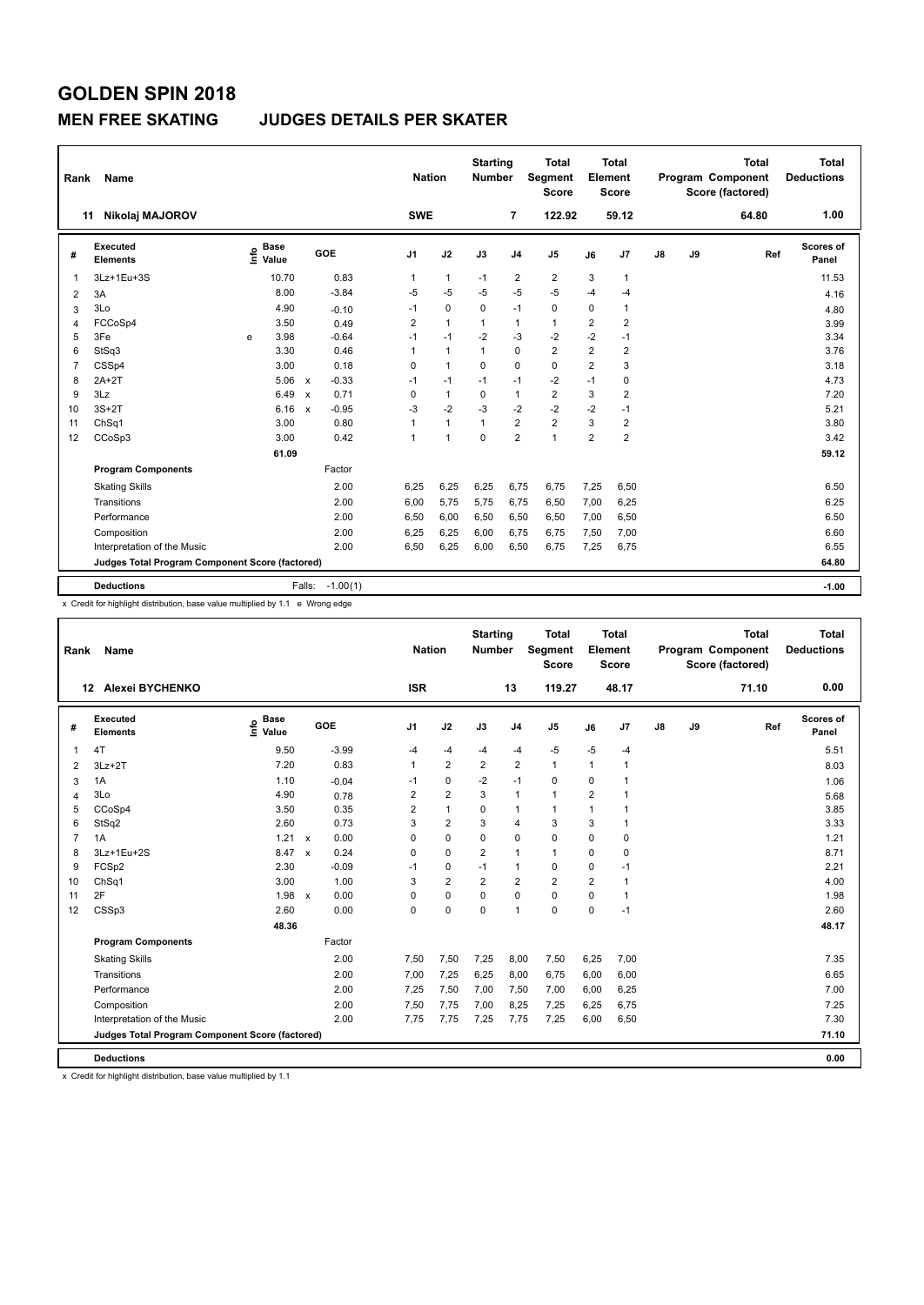# GOLDEN SPIN 2018

## MEN FREE SKATING JUDGES DETAILS PER SKATER

| Rank | Name | Nation | Starting Number | Total Segment Score | Total Element Score | Total Program Component Score (factored) | Total Deductions |
|---|---|---|---|---|---|---|---|
| 11 | Nikolaj MAJOROV | SWE | 7 | 122.92 | 59.12 | 64.80 | 1.00 |

| # | Executed Elements | Info | Base Value | | GOE | J1 | J2 | J3 | J4 | J5 | J6 | J7 | J8 | J9 | Ref | Scores of Panel |
|---|---|---|---|---|---|---|---|---|---|---|---|---|---|---|---|---|
| 1 | 3Lz+1Eu+3S | | 10.70 | | 0.83 | 1 | 1 | -1 | 2 | 2 | 3 | 1 | | | | 11.53 |
| 2 | 3A | | 8.00 | | -3.84 | -5 | -5 | -5 | -5 | -5 | -4 | -4 | | | | 4.16 |
| 3 | 3Lo | | 4.90 | | -0.10 | -1 | 0 | 0 | -1 | 0 | 0 | 1 | | | | 4.80 |
| 4 | FCCoSp4 | | 3.50 | | 0.49 | 2 | 1 | 1 | 1 | 1 | 2 | 2 | | | | 3.99 |
| 5 | 3Fe | e | 3.98 | | -0.64 | -1 | -1 | -2 | -3 | -2 | -2 | -1 | | | | 3.34 |
| 6 | StSq3 | | 3.30 | | 0.46 | 1 | 1 | 1 | 0 | 2 | 2 | 2 | | | | 3.76 |
| 7 | CSSp4 | | 3.00 | | 0.18 | 0 | 1 | 0 | 0 | 0 | 2 | 3 | | | | 3.18 |
| 8 | 2A+2T | | 5.06 | x | -0.33 | -1 | -1 | -1 | -1 | -2 | -1 | 0 | | | | 4.73 |
| 9 | 3Lz | | 6.49 | x | 0.71 | 0 | 1 | 0 | 1 | 2 | 3 | 2 | | | | 7.20 |
| 10 | 3S+2T | | 6.16 | x | -0.95 | -3 | -2 | -3 | -2 | -2 | -2 | -1 | | | | 5.21 |
| 11 | ChSq1 | | 3.00 | | 0.80 | 1 | 1 | 1 | 2 | 2 | 3 | 2 | | | | 3.80 |
| 12 | CCoSp3 | | 3.00 | | 0.42 | 1 | 1 | 0 | 2 | 1 | 2 | 2 | | | | 3.42 |
| | | | 61.09 | | | | | | | | | | | | | 59.12 |
| | **Program Components** | | | | Factor | | | | | | | | | | | |
| | Skating Skills | | | | 2.00 | 6,25 | 6,25 | 6,25 | 6,75 | 6,75 | 7,25 | 6,50 | | | | 6.50 |
| | Transitions | | | | 2.00 | 6,00 | 5,75 | 5,75 | 6,75 | 6,50 | 7,00 | 6,25 | | | | 6.25 |
| | Performance | | | | 2.00 | 6,50 | 6,00 | 6,50 | 6,50 | 6,50 | 7,00 | 6,50 | | | | 6.50 |
| | Composition | | | | 2.00 | 6,25 | 6,25 | 6,00 | 6,75 | 6,75 | 7,50 | 7,00 | | | | 6.60 |
| | Interpretation of the Music | | | | 2.00 | 6,50 | 6,25 | 6,00 | 6,50 | 6,75 | 7,25 | 6,75 | | | | 6.55 |
| | **Judges Total Program Component Score (factored)** | | | | | | | | | | | | | | | 64.80 |
| | **Deductions** | | | Falls: | -1.00(1) | | | | | | | | | | | -1.00 |

x Credit for highlight distribution, base value multiplied by 1.1 e Wrong edge

| Rank | Name | Nation | Starting Number | Total Segment Score | Total Element Score | Total Program Component Score (factored) | Total Deductions |
|---|---|---|---|---|---|---|---|
| 12 | Alexei BYCHENKO | ISR | 13 | 119.27 | 48.17 | 71.10 | 0.00 |

| # | Executed Elements | Info | Base Value | | GOE | J1 | J2 | J3 | J4 | J5 | J6 | J7 | J8 | J9 | Ref | Scores of Panel |
|---|---|---|---|---|---|---|---|---|---|---|---|---|---|---|---|---|
| 1 | 4T | | 9.50 | | -3.99 | -4 | -4 | -4 | -4 | -5 | -5 | -4 | | | | 5.51 |
| 2 | 3Lz+2T | | 7.20 | | 0.83 | 1 | 2 | 2 | 2 | 1 | 1 | 1 | | | | 8.03 |
| 3 | 1A | | 1.10 | | -0.04 | -1 | 0 | -2 | -1 | 0 | 0 | 1 | | | | 1.06 |
| 4 | 3Lo | | 4.90 | | 0.78 | 2 | 2 | 3 | 1 | 1 | 2 | 1 | | | | 5.68 |
| 5 | CCoSp4 | | 3.50 | | 0.35 | 2 | 1 | 0 | 1 | 1 | 1 | 1 | | | | 3.85 |
| 6 | StSq2 | | 2.60 | | 0.73 | 3 | 2 | 3 | 4 | 3 | 3 | 1 | | | | 3.33 |
| 7 | 1A | | 1.21 | x | 0.00 | 0 | 0 | 0 | 0 | 0 | 0 | 0 | | | | 1.21 |
| 8 | 3Lz+1Eu+2S | | 8.47 | x | 0.24 | 0 | 0 | 2 | 1 | 1 | 0 | 0 | | | | 8.71 |
| 9 | FCSp2 | | 2.30 | | -0.09 | -1 | 0 | -1 | 1 | 0 | 0 | -1 | | | | 2.21 |
| 10 | ChSq1 | | 3.00 | | 1.00 | 3 | 2 | 2 | 2 | 2 | 2 | 1 | | | | 4.00 |
| 11 | 2F | | 1.98 | x | 0.00 | 0 | 0 | 0 | 0 | 0 | 0 | 1 | | | | 1.98 |
| 12 | CSSp3 | | 2.60 | | 0.00 | 0 | 0 | 0 | 1 | 0 | 0 | -1 | | | | 2.60 |
| | | | 48.36 | | | | | | | | | | | | | 48.17 |
| | **Program Components** | | | | Factor | | | | | | | | | | | |
| | Skating Skills | | | | 2.00 | 7,50 | 7,50 | 7,25 | 8,00 | 7,50 | 6,25 | 7,00 | | | | 7.35 |
| | Transitions | | | | 2.00 | 7,00 | 7,25 | 6,25 | 8,00 | 6,75 | 6,00 | 6,00 | | | | 6.65 |
| | Performance | | | | 2.00 | 7,25 | 7,50 | 7,00 | 7,50 | 7,00 | 6,00 | 6,25 | | | | 7.00 |
| | Composition | | | | 2.00 | 7,50 | 7,75 | 7,00 | 8,25 | 7,25 | 6,25 | 6,75 | | | | 7.25 |
| | Interpretation of the Music | | | | 2.00 | 7,75 | 7,75 | 7,25 | 7,75 | 7,25 | 6,00 | 6,50 | | | | 7.30 |
| | **Judges Total Program Component Score (factored)** | | | | | | | | | | | | | | | 71.10 |
| | **Deductions** | | | | | | | | | | | | | | | 0.00 |

x Credit for highlight distribution, base value multiplied by 1.1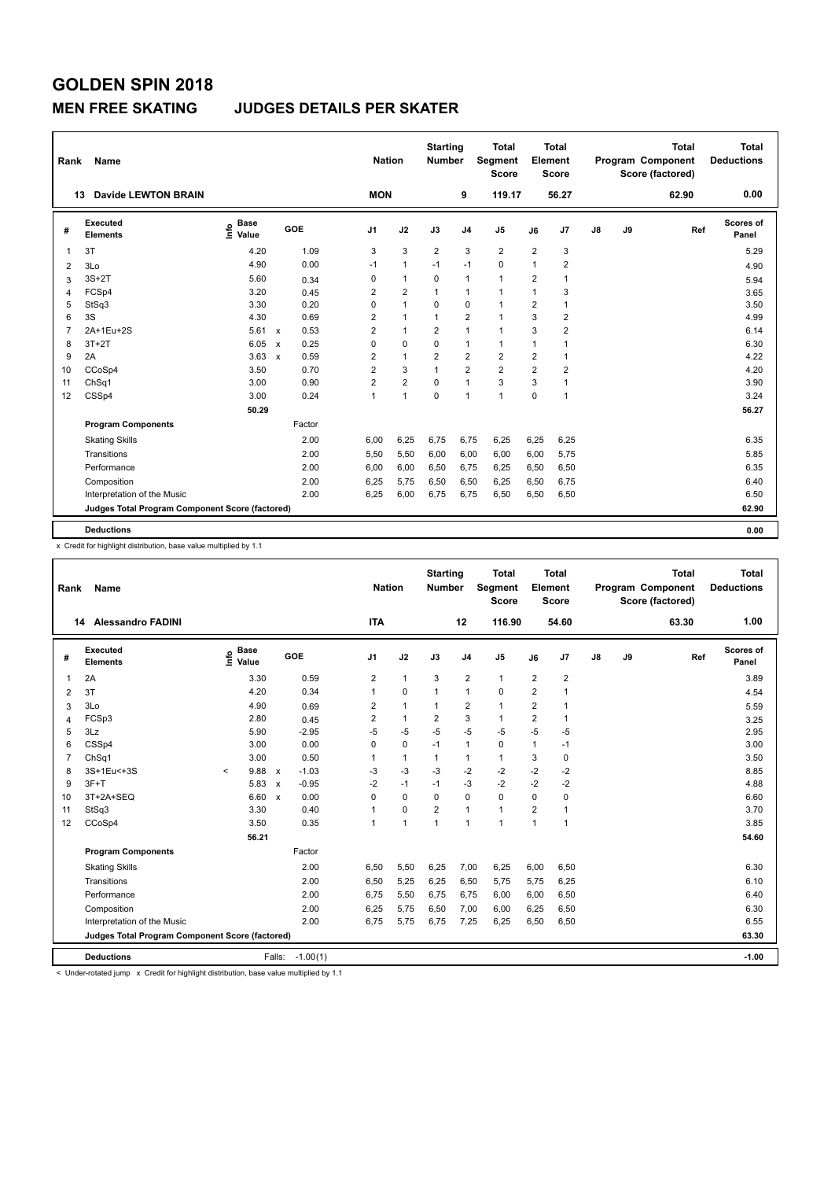# GOLDEN SPIN 2018

## MEN FREE SKATING JUDGES DETAILS PER SKATER

| Rank | Name | Nation | Starting Number | Total Segment Score | Total Element Score | Total Program Component Score (factored) | Total Deductions |
|---|---|---|---|---|---|---|---|
| 13 | Davide LEWTON BRAIN | MON | 9 | 119.17 | 56.27 | 62.90 | 0.00 |

| # | Executed Elements | Info | Base Value | | GOE | J1 | J2 | J3 | J4 | J5 | J6 | J7 | J8 | J9 | Ref | Scores of Panel |
|---|---|---|---|---|---|---|---|---|---|---|---|---|---|---|---|---|
| 1 | 3T | | 4.20 | | 1.09 | 3 | 3 | 2 | 3 | 2 | 2 | 3 | | | | 5.29 |
| 2 | 3Lo | | 4.90 | | 0.00 | -1 | 1 | -1 | -1 | 0 | 1 | 2 | | | | 4.90 |
| 3 | 3S+2T | | 5.60 | | 0.34 | 0 | 1 | 0 | 1 | 1 | 2 | 1 | | | | 5.94 |
| 4 | FCSp4 | | 3.20 | | 0.45 | 2 | 2 | 1 | 1 | 1 | 1 | 3 | | | | 3.65 |
| 5 | StSq3 | | 3.30 | | 0.20 | 0 | 1 | 0 | 0 | 1 | 2 | 1 | | | | 3.50 |
| 6 | 3S | | 4.30 | | 0.69 | 2 | 1 | 1 | 2 | 1 | 3 | 2 | | | | 4.99 |
| 7 | 2A+1Eu+2S | | 5.61 | x | 0.53 | 2 | 1 | 2 | 1 | 1 | 3 | 2 | | | | 6.14 |
| 8 | 3T+2T | | 6.05 | x | 0.25 | 0 | 0 | 0 | 1 | 1 | 1 | 1 | | | | 6.30 |
| 9 | 2A | | 3.63 | x | 0.59 | 2 | 1 | 2 | 2 | 2 | 2 | 1 | | | | 4.22 |
| 10 | CCoSp4 | | 3.50 | | 0.70 | 2 | 3 | 1 | 2 | 2 | 2 | 2 | | | | 4.20 |
| 11 | ChSq1 | | 3.00 | | 0.90 | 2 | 2 | 0 | 1 | 3 | 3 | 1 | | | | 3.90 |
| 12 | CSSp4 | | 3.00 | | 0.24 | 1 | 1 | 0 | 1 | 1 | 0 | 1 | | | | 3.24 |
| | | | 50.29 | | | | | | | | | | | | | 56.27 |
| | **Program Components** | | | | Factor | | | | | | | | | | | |
| | Skating Skills | | | | 2.00 | 6,00 | 6,25 | 6,75 | 6,75 | 6,25 | 6,25 | 6,25 | | | | 6.35 |
| | Transitions | | | | 2.00 | 5,50 | 5,50 | 6,00 | 6,00 | 6,00 | 6,00 | 5,75 | | | | 5.85 |
| | Performance | | | | 2.00 | 6,00 | 6,00 | 6,50 | 6,75 | 6,25 | 6,50 | 6,50 | | | | 6.35 |
| | Composition | | | | 2.00 | 6,25 | 5,75 | 6,50 | 6,50 | 6,25 | 6,50 | 6,75 | | | | 6.40 |
| | Interpretation of the Music | | | | 2.00 | 6,25 | 6,00 | 6,75 | 6,75 | 6,50 | 6,50 | 6,50 | | | | 6.50 |
| | **Judges Total Program Component Score (factored)** | | | | | | | | | | | | | | | 62.90 |
| | **Deductions** | | | | | | | | | | | | | | | 0.00 |

x Credit for highlight distribution, base value multiplied by 1.1

| Rank | Name | Nation | Starting Number | Total Segment Score | Total Element Score | Total Program Component Score (factored) | Total Deductions |
|---|---|---|---|---|---|---|---|
| 14 | Alessandro FADINI | ITA | 12 | 116.90 | 54.60 | 63.30 | 1.00 |

| # | Executed Elements | Info | Base Value | | GOE | J1 | J2 | J3 | J4 | J5 | J6 | J7 | J8 | J9 | Ref | Scores of Panel |
|---|---|---|---|---|---|---|---|---|---|---|---|---|---|---|---|---|
| 1 | 2A | | 3.30 | | 0.59 | 2 | 1 | 3 | 2 | 1 | 2 | 2 | | | | 3.89 |
| 2 | 3T | | 4.20 | | 0.34 | 1 | 0 | 1 | 1 | 0 | 2 | 1 | | | | 4.54 |
| 3 | 3Lo | | 4.90 | | 0.69 | 2 | 1 | 1 | 2 | 1 | 2 | 1 | | | | 5.59 |
| 4 | FCSp3 | | 2.80 | | 0.45 | 2 | 1 | 2 | 3 | 1 | 2 | 1 | | | | 3.25 |
| 5 | 3Lz | | 5.90 | | -2.95 | -5 | -5 | -5 | -5 | -5 | -5 | -5 | | | | 2.95 |
| 6 | CSSp4 | | 3.00 | | 0.00 | 0 | 0 | -1 | 1 | 0 | 1 | -1 | | | | 3.00 |
| 7 | ChSq1 | | 3.00 | | 0.50 | 1 | 1 | 1 | 1 | 1 | 3 | 0 | | | | 3.50 |
| 8 | 3S+1Eu<+3S | < | 9.88 | x | -1.03 | -3 | -3 | -3 | -2 | -2 | -2 | -2 | | | | 8.85 |
| 9 | 3F+T | | 5.83 | x | -0.95 | -2 | -1 | -1 | -3 | -2 | -2 | -2 | | | | 4.88 |
| 10 | 3T+2A+SEQ | | 6.60 | x | 0.00 | 0 | 0 | 0 | 0 | 0 | 0 | 0 | | | | 6.60 |
| 11 | StSq3 | | 3.30 | | 0.40 | 1 | 0 | 2 | 1 | 1 | 2 | 1 | | | | 3.70 |
| 12 | CCoSp4 | | 3.50 | | 0.35 | 1 | 1 | 1 | 1 | 1 | 1 | 1 | | | | 3.85 |
| | | | 56.21 | | | | | | | | | | | | | 54.60 |
| | **Program Components** | | | | Factor | | | | | | | | | | | |
| | Skating Skills | | | | 2.00 | 6,50 | 5,50 | 6,25 | 7,00 | 6,25 | 6,00 | 6,50 | | | | 6.30 |
| | Transitions | | | | 2.00 | 6,50 | 5,25 | 6,25 | 6,50 | 5,75 | 5,75 | 6,25 | | | | 6.10 |
| | Performance | | | | 2.00 | 6,75 | 5,50 | 6,75 | 6,75 | 6,00 | 6,00 | 6,50 | | | | 6.40 |
| | Composition | | | | 2.00 | 6,25 | 5,75 | 6,50 | 7,00 | 6,00 | 6,25 | 6,50 | | | | 6.30 |
| | Interpretation of the Music | | | | 2.00 | 6,75 | 5,75 | 6,75 | 7,25 | 6,25 | 6,50 | 6,50 | | | | 6.55 |
| | **Judges Total Program Component Score (factored)** | | | | | | | | | | | | | | | 63.30 |
| | **Deductions** | | | Falls: | -1.00(1) | | | | | | | | | | | -1.00 |

< Under-rotated jump x Credit for highlight distribution, base value multiplied by 1.1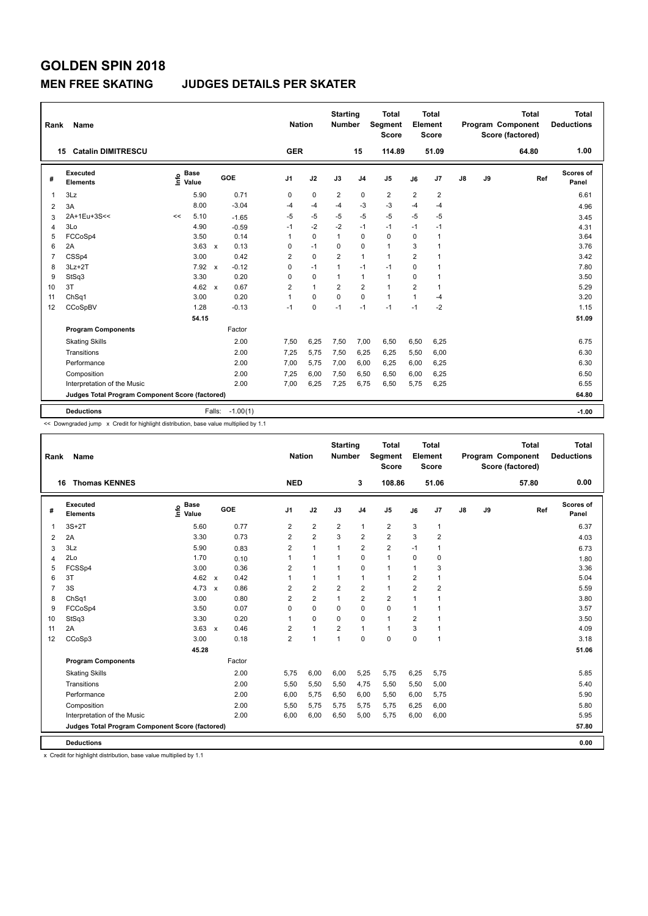# GOLDEN SPIN 2018

## MEN FREE SKATING JUDGES DETAILS PER SKATER

| Rank | Name | Nation | Starting Number | Total Segment Score | Total Element Score | Total Program Component Score (factored) | Total Deductions |
|---|---|---|---|---|---|---|---|
| 15 | Catalin DIMITRESCU | GER | 15 | 114.89 | 51.09 | 64.80 | 1.00 |

| # | Executed Elements | Info | Base Value | | GOE | J1 | J2 | J3 | J4 | J5 | J6 | J7 | J8 | J9 | Ref | Scores of Panel |
|---|---|---|---|---|---|---|---|---|---|---|---|---|---|---|---|---|
| 1 | 3Lz | | 5.90 | | 0.71 | 0 | 0 | 2 | 0 | 2 | 2 | 2 | | | | 6.61 |
| 2 | 3A | | 8.00 | | -3.04 | -4 | -4 | -4 | -3 | -3 | -4 | -4 | | | | 4.96 |
| 3 | 2A+1Eu+3S<< | << | 5.10 | | -1.65 | -5 | -5 | -5 | -5 | -5 | -5 | -5 | | | | 3.45 |
| 4 | 3Lo | | 4.90 | | -0.59 | -1 | -2 | -2 | -1 | -1 | -1 | -1 | | | | 4.31 |
| 5 | FCCoSp4 | | 3.50 | | 0.14 | 1 | 0 | 1 | 0 | 0 | 0 | 1 | | | | 3.64 |
| 6 | 2A | | 3.63 | x | 0.13 | 0 | -1 | 0 | 0 | 1 | 3 | 1 | | | | 3.76 |
| 7 | CSSp4 | | 3.00 | | 0.42 | 2 | 0 | 2 | 1 | 1 | 2 | 1 | | | | 3.42 |
| 8 | 3Lz+2T | | 7.92 | x | -0.12 | 0 | -1 | 1 | -1 | -1 | 0 | 1 | | | | 7.80 |
| 9 | StSq3 | | 3.30 | | 0.20 | 0 | 0 | 1 | 1 | 1 | 0 | 1 | | | | 3.50 |
| 10 | 3T | | 4.62 | x | 0.67 | 2 | 1 | 2 | 2 | 1 | 2 | 1 | | | | 5.29 |
| 11 | ChSq1 | | 3.00 | | 0.20 | 1 | 0 | 0 | 0 | 1 | 1 | -4 | | | | 3.20 |
| 12 | CCoSpBV | | 1.28 | | -0.13 | -1 | 0 | -1 | -1 | -1 | -1 | -2 | | | | 1.15 |
| | | | 54.15 | | | | | | | | | | | | | 51.09 |

| Program Components | Factor | J1 | J2 | J3 | J4 | J5 | J6 | J7 | J8 | J9 | Scores |
|---|---|---|---|---|---|---|---|---|---|---|---|
| Skating Skills | 2.00 | 7,50 | 6,25 | 7,50 | 7,00 | 6,50 | 6,50 | 6,25 | | | 6.75 |
| Transitions | 2.00 | 7,25 | 5,75 | 7,50 | 6,25 | 6,25 | 5,50 | 6,00 | | | 6.30 |
| Performance | 2.00 | 7,00 | 5,75 | 7,00 | 6,00 | 6,25 | 6,00 | 6,25 | | | 6.30 |
| Composition | 2.00 | 7,25 | 6,00 | 7,50 | 6,50 | 6,50 | 6,00 | 6,25 | | | 6.50 |
| Interpretation of the Music | 2.00 | 7,00 | 6,25 | 7,25 | 6,75 | 6,50 | 5,75 | 6,25 | | | 6.55 |
| Judges Total Program Component Score (factored) | | | | | | | | | | | 64.80 |

| Deductions | Falls: -1.00(1) | -1.00 |
|---|---|---|

<< Downgraded jump x Credit for highlight distribution, base value multiplied by 1.1

| Rank | Name | Nation | Starting Number | Total Segment Score | Total Element Score | Total Program Component Score (factored) | Total Deductions |
|---|---|---|---|---|---|---|---|
| 16 | Thomas KENNES | NED | 3 | 108.86 | 51.06 | 57.80 | 0.00 |

| # | Executed Elements | Info | Base Value | | GOE | J1 | J2 | J3 | J4 | J5 | J6 | J7 | J8 | J9 | Ref | Scores of Panel |
|---|---|---|---|---|---|---|---|---|---|---|---|---|---|---|---|---|
| 1 | 3S+2T | | 5.60 | | 0.77 | 2 | 2 | 2 | 1 | 2 | 3 | 1 | | | | 6.37 |
| 2 | 2A | | 3.30 | | 0.73 | 2 | 2 | 3 | 2 | 2 | 3 | 2 | | | | 4.03 |
| 3 | 3Lz | | 5.90 | | 0.83 | 2 | 1 | 1 | 2 | 2 | -1 | 1 | | | | 6.73 |
| 4 | 2Lo | | 1.70 | | 0.10 | 1 | 1 | 1 | 0 | 1 | 0 | 0 | | | | 1.80 |
| 5 | FCSSp4 | | 3.00 | | 0.36 | 2 | 1 | 1 | 0 | 1 | 1 | 3 | | | | 3.36 |
| 6 | 3T | | 4.62 | x | 0.42 | 1 | 1 | 1 | 1 | 1 | 2 | 1 | | | | 5.04 |
| 7 | 3S | | 4.73 | x | 0.86 | 2 | 2 | 2 | 2 | 1 | 2 | 2 | | | | 5.59 |
| 8 | ChSq1 | | 3.00 | | 0.80 | 2 | 2 | 1 | 2 | 2 | 1 | 1 | | | | 3.80 |
| 9 | FCCoSp4 | | 3.50 | | 0.07 | 0 | 0 | 0 | 0 | 0 | 1 | 1 | | | | 3.57 |
| 10 | StSq3 | | 3.30 | | 0.20 | 1 | 0 | 0 | 0 | 1 | 2 | 1 | | | | 3.50 |
| 11 | 2A | | 3.63 | x | 0.46 | 2 | 1 | 2 | 1 | 1 | 3 | 1 | | | | 4.09 |
| 12 | CCoSp3 | | 3.00 | | 0.18 | 2 | 1 | 1 | 0 | 0 | 0 | 1 | | | | 3.18 |
| | | | 45.28 | | | | | | | | | | | | | 51.06 |

| Program Components | Factor | J1 | J2 | J3 | J4 | J5 | J6 | J7 | J8 | J9 | Scores |
|---|---|---|---|---|---|---|---|---|---|---|---|
| Skating Skills | 2.00 | 5,75 | 6,00 | 6,00 | 5,25 | 5,75 | 6,25 | 5,75 | | | 5.85 |
| Transitions | 2.00 | 5,50 | 5,50 | 5,50 | 4,75 | 5,50 | 5,50 | 5,00 | | | 5.40 |
| Performance | 2.00 | 6,00 | 5,75 | 6,50 | 6,00 | 5,50 | 6,00 | 5,75 | | | 5.90 |
| Composition | 2.00 | 5,50 | 5,75 | 5,75 | 5,75 | 5,75 | 6,25 | 6,00 | | | 5.80 |
| Interpretation of the Music | 2.00 | 6,00 | 6,00 | 6,50 | 5,00 | 5,75 | 6,00 | 6,00 | | | 5.95 |
| Judges Total Program Component Score (factored) | | | | | | | | | | | 57.80 |

| Deductions | 0.00 |
|---|---|

x Credit for highlight distribution, base value multiplied by 1.1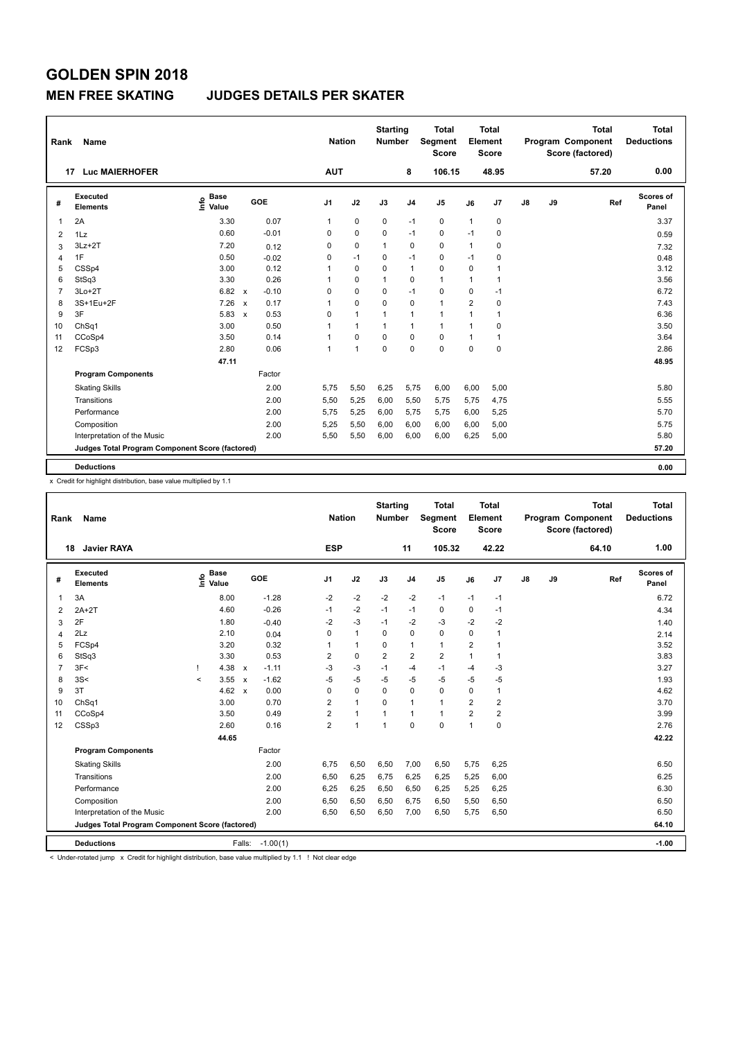# GOLDEN SPIN 2018

## MEN FREE SKATING JUDGES DETAILS PER SKATER

| Rank | Name | Nation | Starting Number | Total Segment Score | Total Element Score | Total Program Component Score (factored) | Total Deductions |
|---|---|---|---|---|---|---|---|
| 17 | Luc MAIERHOFER | AUT | 8 | 106.15 | 48.95 | 57.20 | 0.00 |

| # | Executed Elements | Info | Base Value | | GOE | J1 | J2 | J3 | J4 | J5 | J6 | J7 | J8 | J9 | Ref | Scores of Panel |
|---|---|---|---|---|---|---|---|---|---|---|---|---|---|---|---|---|
| 1 | 2A | | 3.30 | | 0.07 | 1 | 0 | 0 | -1 | 0 | 1 | 0 | | | | 3.37 |
| 2 | 1Lz | | 0.60 | | -0.01 | 0 | 0 | 0 | -1 | 0 | -1 | 0 | | | | 0.59 |
| 3 | 3Lz+2T | | 7.20 | | 0.12 | 0 | 0 | 1 | 0 | 0 | 1 | 0 | | | | 7.32 |
| 4 | 1F | | 0.50 | | -0.02 | 0 | -1 | 0 | -1 | 0 | -1 | 0 | | | | 0.48 |
| 5 | CSSp4 | | 3.00 | | 0.12 | 1 | 0 | 0 | 1 | 0 | 0 | 1 | | | | 3.12 |
| 6 | StSq3 | | 3.30 | | 0.26 | 1 | 0 | 1 | 0 | 1 | 1 | 1 | | | | 3.56 |
| 7 | 3Lo+2T | | 6.82 | x | -0.10 | 0 | 0 | 0 | -1 | 0 | 0 | -1 | | | | 6.72 |
| 8 | 3S+1Eu+2F | | 7.26 | x | 0.17 | 1 | 0 | 0 | 0 | 1 | 2 | 0 | | | | 7.43 |
| 9 | 3F | | 5.83 | x | 0.53 | 0 | 1 | 1 | 1 | 1 | 1 | 1 | | | | 6.36 |
| 10 | ChSq1 | | 3.00 | | 0.50 | 1 | 1 | 1 | 1 | 1 | 1 | 0 | | | | 3.50 |
| 11 | CCoSp4 | | 3.50 | | 0.14 | 1 | 0 | 0 | 0 | 0 | 1 | 1 | | | | 3.64 |
| 12 | FCSp3 | | 2.80 | | 0.06 | 1 | 1 | 0 | 0 | 0 | 0 | 0 | | | | 2.86 |
| | | | 47.11 | | | | | | | | | | | | | 48.95 |
| | **Program Components** | | | | Factor | | | | | | | | | | | |
| | Skating Skills | | | | 2.00 | 5,75 | 5,50 | 6,25 | 5,75 | 6,00 | 6,00 | 5,00 | | | | 5.80 |
| | Transitions | | | | 2.00 | 5,50 | 5,25 | 6,00 | 5,50 | 5,75 | 5,75 | 4,75 | | | | 5.55 |
| | Performance | | | | 2.00 | 5,75 | 5,25 | 6,00 | 5,75 | 5,75 | 6,00 | 5,25 | | | | 5.70 |
| | Composition | | | | 2.00 | 5,25 | 5,50 | 6,00 | 6,00 | 6,00 | 6,00 | 5,00 | | | | 5.75 |
| | Interpretation of the Music | | | | 2.00 | 5,50 | 5,50 | 6,00 | 6,00 | 6,00 | 6,25 | 5,00 | | | | 5.80 |
| | Judges Total Program Component Score (factored) | | | | | | | | | | | | | | | 57.20 |
| | **Deductions** | | | | | | | | | | | | | | | 0.00 |

x Credit for highlight distribution, base value multiplied by 1.1

| Rank | Name | Nation | Starting Number | Total Segment Score | Total Element Score | Total Program Component Score (factored) | Total Deductions |
|---|---|---|---|---|---|---|---|
| 18 | Javier RAYA | ESP | 11 | 105.32 | 42.22 | 64.10 | 1.00 |

| # | Executed Elements | Info | Base Value | | GOE | J1 | J2 | J3 | J4 | J5 | J6 | J7 | J8 | J9 | Ref | Scores of Panel |
|---|---|---|---|---|---|---|---|---|---|---|---|---|---|---|---|---|
| 1 | 3A | | 8.00 | | -1.28 | -2 | -2 | -2 | -2 | -1 | -1 | -1 | | | | 6.72 |
| 2 | 2A+2T | | 4.60 | | -0.26 | -1 | -2 | -1 | -1 | 0 | 0 | -1 | | | | 4.34 |
| 3 | 2F | | 1.80 | | -0.40 | -2 | -3 | -1 | -2 | -3 | -2 | -2 | | | | 1.40 |
| 4 | 2Lz | | 2.10 | | 0.04 | 0 | 1 | 0 | 0 | 0 | 0 | 1 | | | | 2.14 |
| 5 | FCSp4 | | 3.20 | | 0.32 | 1 | 1 | 0 | 1 | 1 | 2 | 1 | | | | 3.52 |
| 6 | StSq3 | | 3.30 | | 0.53 | 2 | 0 | 2 | 2 | 2 | 1 | 1 | | | | 3.83 |
| 7 | 3F< | ! | 4.38 | x | -1.11 | -3 | -3 | -1 | -4 | -1 | -4 | -3 | | | | 3.27 |
| 8 | 3S< | < | 3.55 | x | -1.62 | -5 | -5 | -5 | -5 | -5 | -5 | -5 | | | | 1.93 |
| 9 | 3T | | 4.62 | x | 0.00 | 0 | 0 | 0 | 0 | 0 | 0 | 1 | | | | 4.62 |
| 10 | ChSq1 | | 3.00 | | 0.70 | 2 | 1 | 0 | 1 | 1 | 2 | 2 | | | | 3.70 |
| 11 | CCoSp4 | | 3.50 | | 0.49 | 2 | 1 | 1 | 1 | 1 | 2 | 2 | | | | 3.99 |
| 12 | CSSp3 | | 2.60 | | 0.16 | 2 | 1 | 1 | 0 | 0 | 1 | 0 | | | | 2.76 |
| | | | 44.65 | | | | | | | | | | | | | 42.22 |
| | **Program Components** | | | | Factor | | | | | | | | | | | |
| | Skating Skills | | | | 2.00 | 6,75 | 6,50 | 6,50 | 7,00 | 6,50 | 5,75 | 6,25 | | | | 6.50 |
| | Transitions | | | | 2.00 | 6,50 | 6,25 | 6,75 | 6,25 | 6,25 | 5,25 | 6,00 | | | | 6.25 |
| | Performance | | | | 2.00 | 6,25 | 6,25 | 6,50 | 6,50 | 6,25 | 5,25 | 6,25 | | | | 6.30 |
| | Composition | | | | 2.00 | 6,50 | 6,50 | 6,50 | 6,75 | 6,50 | 5,50 | 6,50 | | | | 6.50 |
| | Interpretation of the Music | | | | 2.00 | 6,50 | 6,50 | 6,50 | 7,00 | 6,50 | 5,75 | 6,50 | | | | 6.50 |
| | Judges Total Program Component Score (factored) | | | | | | | | | | | | | | | 64.10 |
| | **Deductions** | | | Falls: | -1.00(1) | | | | | | | | | | | -1.00 |

< Under-rotated jump x Credit for highlight distribution, base value multiplied by 1.1 ! Not clear edge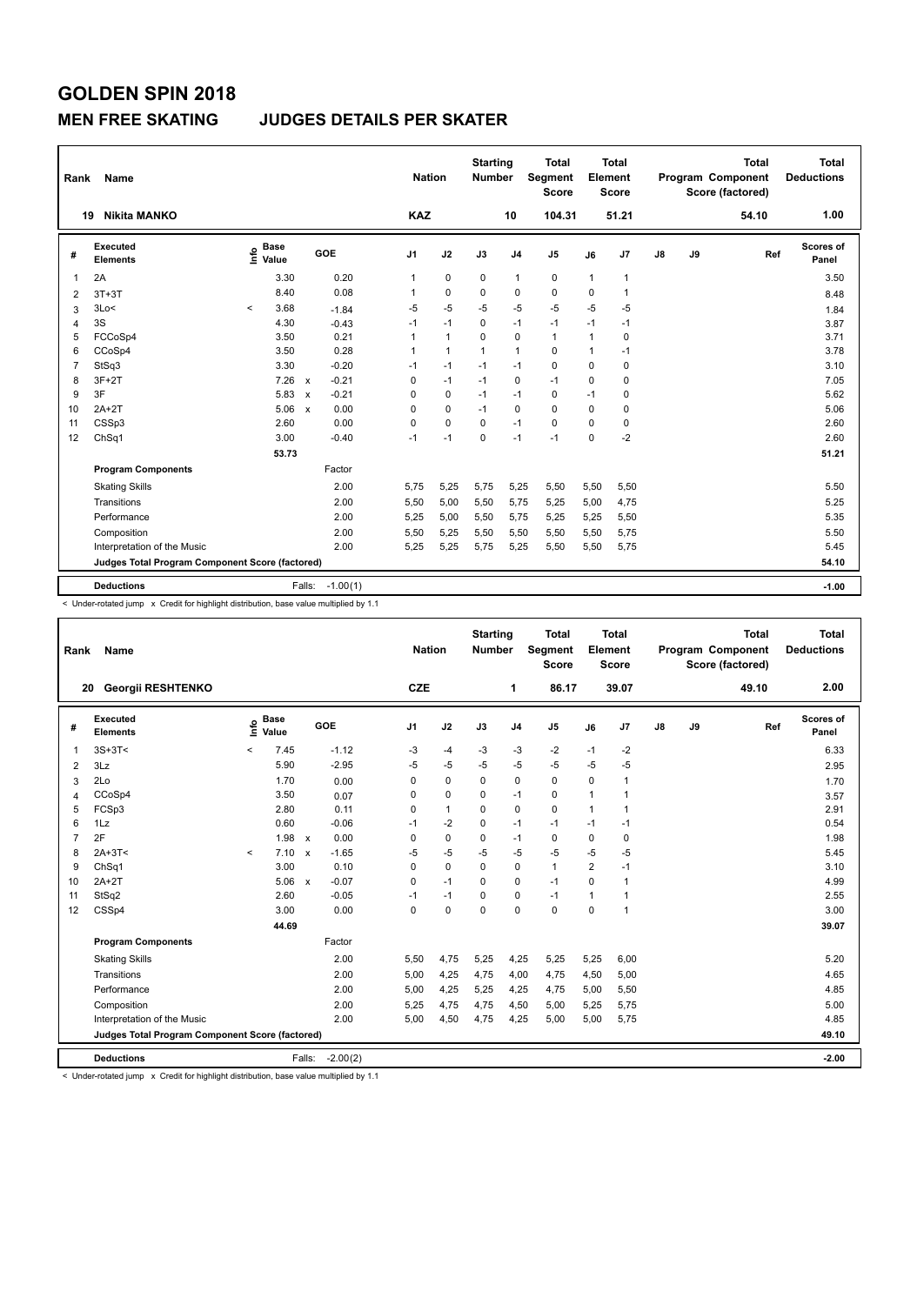# GOLDEN SPIN 2018

## MEN FREE SKATING JUDGES DETAILS PER SKATER

| Rank | Name | Nation | Starting Number | Total Segment Score | Total Element Score | Total Program Component Score (factored) | Total Deductions |
|---|---|---|---|---|---|---|---|
| 19 | Nikita MANKO | KAZ | 10 | 104.31 | 51.21 | 54.10 | 1.00 |

| # | Executed Elements | Info | Base Value | | GOE | J1 | J2 | J3 | J4 | J5 | J6 | J7 | J8 | J9 | Ref | Scores of Panel |
|---|---|---|---|---|---|---|---|---|---|---|---|---|---|---|---|---|
| 1 | 2A | | 3.30 | | 0.20 | 1 | 0 | 0 | 1 | 0 | 1 | 1 | | | | 3.50 |
| 2 | 3T+3T | | 8.40 | | 0.08 | 1 | 0 | 0 | 0 | 0 | 0 | 1 | | | | 8.48 |
| 3 | 3Lo< | < | 3.68 | | -1.84 | -5 | -5 | -5 | -5 | -5 | -5 | -5 | | | | 1.84 |
| 4 | 3S | | 4.30 | | -0.43 | -1 | -1 | 0 | -1 | -1 | -1 | -1 | | | | 3.87 |
| 5 | FCCoSp4 | | 3.50 | | 0.21 | 1 | 1 | 0 | 0 | 1 | 1 | 0 | | | | 3.71 |
| 6 | CCoSp4 | | 3.50 | | 0.28 | 1 | 1 | 1 | 1 | 0 | 1 | -1 | | | | 3.78 |
| 7 | StSq3 | | 3.30 | | -0.20 | -1 | -1 | -1 | -1 | 0 | 0 | 0 | | | | 3.10 |
| 8 | 3F+2T | | 7.26 | x | -0.21 | 0 | -1 | -1 | 0 | -1 | 0 | 0 | | | | 7.05 |
| 9 | 3F | | 5.83 | x | -0.21 | 0 | 0 | -1 | -1 | 0 | -1 | 0 | | | | 5.62 |
| 10 | 2A+2T | | 5.06 | x | 0.00 | 0 | 0 | -1 | 0 | 0 | 0 | 0 | | | | 5.06 |
| 11 | CSSp3 | | 2.60 | | 0.00 | 0 | 0 | 0 | -1 | 0 | 0 | 0 | | | | 2.60 |
| 12 | ChSq1 | | 3.00 | | -0.40 | -1 | -1 | 0 | -1 | -1 | 0 | -2 | | | | 2.60 |
| | | | 53.73 | | | | | | | | | | | | | 51.21 |
| | **Program Components** | | | | Factor | | | | | | | | | | | |
| | Skating Skills | | | | 2.00 | 5,75 | 5,25 | 5,75 | 5,25 | 5,50 | 5,50 | 5,50 | | | | 5.50 |
| | Transitions | | | | 2.00 | 5,50 | 5,00 | 5,50 | 5,75 | 5,25 | 5,00 | 4,75 | | | | 5.25 |
| | Performance | | | | 2.00 | 5,25 | 5,00 | 5,50 | 5,75 | 5,25 | 5,25 | 5,50 | | | | 5.35 |
| | Composition | | | | 2.00 | 5,50 | 5,25 | 5,50 | 5,50 | 5,50 | 5,50 | 5,75 | | | | 5.50 |
| | Interpretation of the Music | | | | 2.00 | 5,25 | 5,25 | 5,75 | 5,25 | 5,50 | 5,50 | 5,75 | | | | 5.45 |
| | **Judges Total Program Component Score (factored)** | | | | | | | | | | | | | | | 54.10 |
| | **Deductions** | | | Falls: | -1.00(1) | | | | | | | | | | | -1.00 |

< Under-rotated jump x Credit for highlight distribution, base value multiplied by 1.1

| Rank | Name | Nation | Starting Number | Total Segment Score | Total Element Score | Total Program Component Score (factored) | Total Deductions |
|---|---|---|---|---|---|---|---|
| 20 | Georgii RESHTENKO | CZE | 1 | 86.17 | 39.07 | 49.10 | 2.00 |

| # | Executed Elements | Info | Base Value | | GOE | J1 | J2 | J3 | J4 | J5 | J6 | J7 | J8 | J9 | Ref | Scores of Panel |
|---|---|---|---|---|---|---|---|---|---|---|---|---|---|---|---|---|
| 1 | 3S+3T< | < | 7.45 | | -1.12 | -3 | -4 | -3 | -3 | -2 | -1 | -2 | | | | 6.33 |
| 2 | 3Lz | | 5.90 | | -2.95 | -5 | -5 | -5 | -5 | -5 | -5 | -5 | | | | 2.95 |
| 3 | 2Lo | | 1.70 | | 0.00 | 0 | 0 | 0 | 0 | 0 | 0 | 1 | | | | 1.70 |
| 4 | CCoSp4 | | 3.50 | | 0.07 | 0 | 0 | 0 | -1 | 0 | 1 | 1 | | | | 3.57 |
| 5 | FCSp3 | | 2.80 | | 0.11 | 0 | 1 | 0 | 0 | 0 | 1 | 1 | | | | 2.91 |
| 6 | 1Lz | | 0.60 | | -0.06 | -1 | -2 | 0 | -1 | -1 | -1 | -1 | | | | 0.54 |
| 7 | 2F | | 1.98 | x | 0.00 | 0 | 0 | 0 | -1 | 0 | 0 | 0 | | | | 1.98 |
| 8 | 2A+3T< | < | 7.10 | x | -1.65 | -5 | -5 | -5 | -5 | -5 | -5 | -5 | | | | 5.45 |
| 9 | ChSq1 | | 3.00 | | 0.10 | 0 | 0 | 0 | 0 | 1 | 2 | -1 | | | | 3.10 |
| 10 | 2A+2T | | 5.06 | x | -0.07 | 0 | -1 | 0 | 0 | -1 | 0 | 1 | | | | 4.99 |
| 11 | StSq2 | | 2.60 | | -0.05 | -1 | -1 | 0 | 0 | -1 | 1 | 1 | | | | 2.55 |
| 12 | CSSp4 | | 3.00 | | 0.00 | 0 | 0 | 0 | 0 | 0 | 0 | 1 | | | | 3.00 |
| | | | 44.69 | | | | | | | | | | | | | 39.07 |
| | **Program Components** | | | | Factor | | | | | | | | | | | |
| | Skating Skills | | | | 2.00 | 5,50 | 4,75 | 5,25 | 4,25 | 5,25 | 5,25 | 6,00 | | | | 5.20 |
| | Transitions | | | | 2.00 | 5,00 | 4,25 | 4,75 | 4,00 | 4,75 | 4,50 | 5,00 | | | | 4.65 |
| | Performance | | | | 2.00 | 5,00 | 4,25 | 5,25 | 4,25 | 4,75 | 5,00 | 5,50 | | | | 4.85 |
| | Composition | | | | 2.00 | 5,25 | 4,75 | 4,75 | 4,50 | 5,00 | 5,25 | 5,75 | | | | 5.00 |
| | Interpretation of the Music | | | | 2.00 | 5,00 | 4,50 | 4,75 | 4,25 | 5,00 | 5,00 | 5,75 | | | | 4.85 |
| | **Judges Total Program Component Score (factored)** | | | | | | | | | | | | | | | 49.10 |
| | **Deductions** | | | Falls: | -2.00(2) | | | | | | | | | | | -2.00 |

< Under-rotated jump x Credit for highlight distribution, base value multiplied by 1.1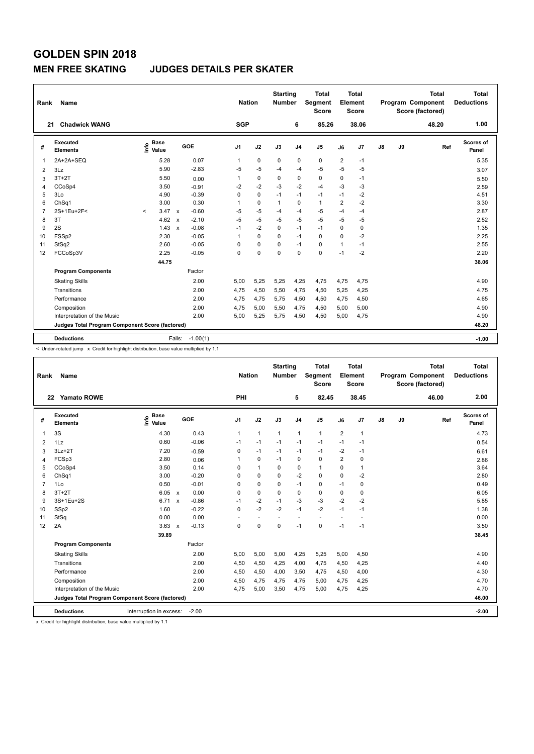# GOLDEN SPIN 2018

## MEN FREE SKATING JUDGES DETAILS PER SKATER

| Rank | Name | Nation | Starting Number | Total Segment Score | Total Element Score | Total Program Component Score (factored) | Total Deductions |
|---|---|---|---|---|---|---|---|
| 21 | Chadwick WANG | SGP | 6 | 85.26 | 38.06 | 48.20 | 1.00 |

| # | Executed Elements | Info | Base Value | | GOE | J1 | J2 | J3 | J4 | J5 | J6 | J7 | J8 | J9 | Ref | Scores of Panel |
|---|---|---|---|---|---|---|---|---|---|---|---|---|---|---|---|---|
| 1 | 2A+2A+SEQ | | 5.28 | | 0.07 | 1 | 0 | 0 | 0 | 0 | 2 | -1 | | | | 5.35 |
| 2 | 3Lz | | 5.90 | | -2.83 | -5 | -5 | -4 | -4 | -5 | -5 | -5 | | | | 3.07 |
| 3 | 3T+2T | | 5.50 | | 0.00 | 1 | 0 | 0 | 0 | 0 | 0 | -1 | | | | 5.50 |
| 4 | CCoSp4 | | 3.50 | | -0.91 | -2 | -2 | -3 | -2 | -4 | -3 | -3 | | | | 2.59 |
| 5 | 3Lo | | 4.90 | | -0.39 | 0 | 0 | -1 | -1 | -1 | -1 | -2 | | | | 4.51 |
| 6 | ChSq1 | | 3.00 | | 0.30 | 1 | 0 | 1 | 0 | 1 | 2 | -2 | | | | 3.30 |
| 7 | 2S+1Eu+2F< | < | 3.47 | x | -0.60 | -5 | -5 | -4 | -4 | -5 | -4 | -4 | | | | 2.87 |
| 8 | 3T | | 4.62 | x | -2.10 | -5 | -5 | -5 | -5 | -5 | -5 | -5 | | | | 2.52 |
| 9 | 2S | | 1.43 | x | -0.08 | -1 | -2 | 0 | -1 | -1 | 0 | 0 | | | | 1.35 |
| 10 | FSSp2 | | 2.30 | | -0.05 | 1 | 0 | 0 | -1 | 0 | 0 | -2 | | | | 2.25 |
| 11 | StSq2 | | 2.60 | | -0.05 | 0 | 0 | 0 | -1 | 0 | 1 | -1 | | | | 2.55 |
| 12 | FCCoSp3V | | 2.25 | | -0.05 | 0 | 0 | 0 | 0 | 0 | -1 | -2 | | | | 2.20 |
| | | | 44.75 | | | | | | | | | | | | | 38.06 |
| | **Program Components** | | | | Factor | | | | | | | | | | | |
| | Skating Skills | | | | 2.00 | 5,00 | 5,25 | 5,25 | 4,25 | 4,75 | 4,75 | 4,75 | | | | 4.90 |
| | Transitions | | | | 2.00 | 4,75 | 4,50 | 5,50 | 4,75 | 4,50 | 5,25 | 4,25 | | | | 4.75 |
| | Performance | | | | 2.00 | 4,75 | 4,75 | 5,75 | 4,50 | 4,50 | 4,75 | 4,50 | | | | 4.65 |
| | Composition | | | | 2.00 | 4,75 | 5,00 | 5,50 | 4,75 | 4,50 | 5,00 | 5,00 | | | | 4.90 |
| | Interpretation of the Music | | | | 2.00 | 5,00 | 5,25 | 5,75 | 4,50 | 4,50 | 5,00 | 4,75 | | | | 4.90 |
| | **Judges Total Program Component Score (factored)** | | | | | | | | | | | | | | | 48.20 |
| | **Deductions** | | | Falls: | -1.00(1) | | | | | | | | | | | -1.00 |

< Under-rotated jump x Credit for highlight distribution, base value multiplied by 1.1

| Rank | Name | Nation | Starting Number | Total Segment Score | Total Element Score | Total Program Component Score (factored) | Total Deductions |
|---|---|---|---|---|---|---|---|
| 22 | Yamato ROWE | PHI | 5 | 82.45 | 38.45 | 46.00 | 2.00 |

| # | Executed Elements | Info | Base Value | | GOE | J1 | J2 | J3 | J4 | J5 | J6 | J7 | J8 | J9 | Ref | Scores of Panel |
|---|---|---|---|---|---|---|---|---|---|---|---|---|---|---|---|---|
| 1 | 3S | | 4.30 | | 0.43 | 1 | 1 | 1 | 1 | 1 | 2 | 1 | | | | 4.73 |
| 2 | 1Lz | | 0.60 | | -0.06 | -1 | -1 | -1 | -1 | -1 | -1 | -1 | | | | 0.54 |
| 3 | 3Lz+2T | | 7.20 | | -0.59 | 0 | -1 | -1 | -1 | -1 | -2 | -1 | | | | 6.61 |
| 4 | FCSp3 | | 2.80 | | 0.06 | 1 | 0 | -1 | 0 | 0 | 2 | 0 | | | | 2.86 |
| 5 | CCoSp4 | | 3.50 | | 0.14 | 0 | 1 | 0 | 0 | 1 | 0 | 1 | | | | 3.64 |
| 6 | ChSq1 | | 3.00 | | -0.20 | 0 | 0 | 0 | -2 | 0 | 0 | -2 | | | | 2.80 |
| 7 | 1Lo | | 0.50 | | -0.01 | 0 | 0 | 0 | -1 | 0 | -1 | 0 | | | | 0.49 |
| 8 | 3T+2T | | 6.05 | x | 0.00 | 0 | 0 | 0 | 0 | 0 | 0 | 0 | | | | 6.05 |
| 9 | 3S+1Eu+2S | | 6.71 | x | -0.86 | -1 | -2 | -1 | -3 | -3 | -2 | -2 | | | | 5.85 |
| 10 | SSp2 | | 1.60 | | -0.22 | 0 | -2 | -2 | -1 | -2 | -1 | -1 | | | | 1.38 |
| 11 | StSq | | 0.00 | | 0.00 | - | - | - | - | - | - | - | | | | 0.00 |
| 12 | 2A | | 3.63 | x | -0.13 | 0 | 0 | 0 | -1 | 0 | -1 | -1 | | | | 3.50 |
| | | | 39.89 | | | | | | | | | | | | | 38.45 |
| | **Program Components** | | | | Factor | | | | | | | | | | | |
| | Skating Skills | | | | 2.00 | 5,00 | 5,00 | 5,00 | 4,25 | 5,25 | 5,00 | 4,50 | | | | 4.90 |
| | Transitions | | | | 2.00 | 4,50 | 4,50 | 4,25 | 4,00 | 4,75 | 4,50 | 4,25 | | | | 4.40 |
| | Performance | | | | 2.00 | 4,50 | 4,50 | 4,00 | 3,50 | 4,75 | 4,50 | 4,00 | | | | 4.30 |
| | Composition | | | | 2.00 | 4,50 | 4,75 | 4,75 | 4,75 | 5,00 | 4,75 | 4,25 | | | | 4.70 |
| | Interpretation of the Music | | | | 2.00 | 4,75 | 5,00 | 3,50 | 4,75 | 5,00 | 4,75 | 4,25 | | | | 4.70 |
| | **Judges Total Program Component Score (factored)** | | | | | | | | | | | | | | | 46.00 |
| | **Deductions** | Interruption in excess: | | | -2.00 | | | | | | | | | | | -2.00 |

x Credit for highlight distribution, base value multiplied by 1.1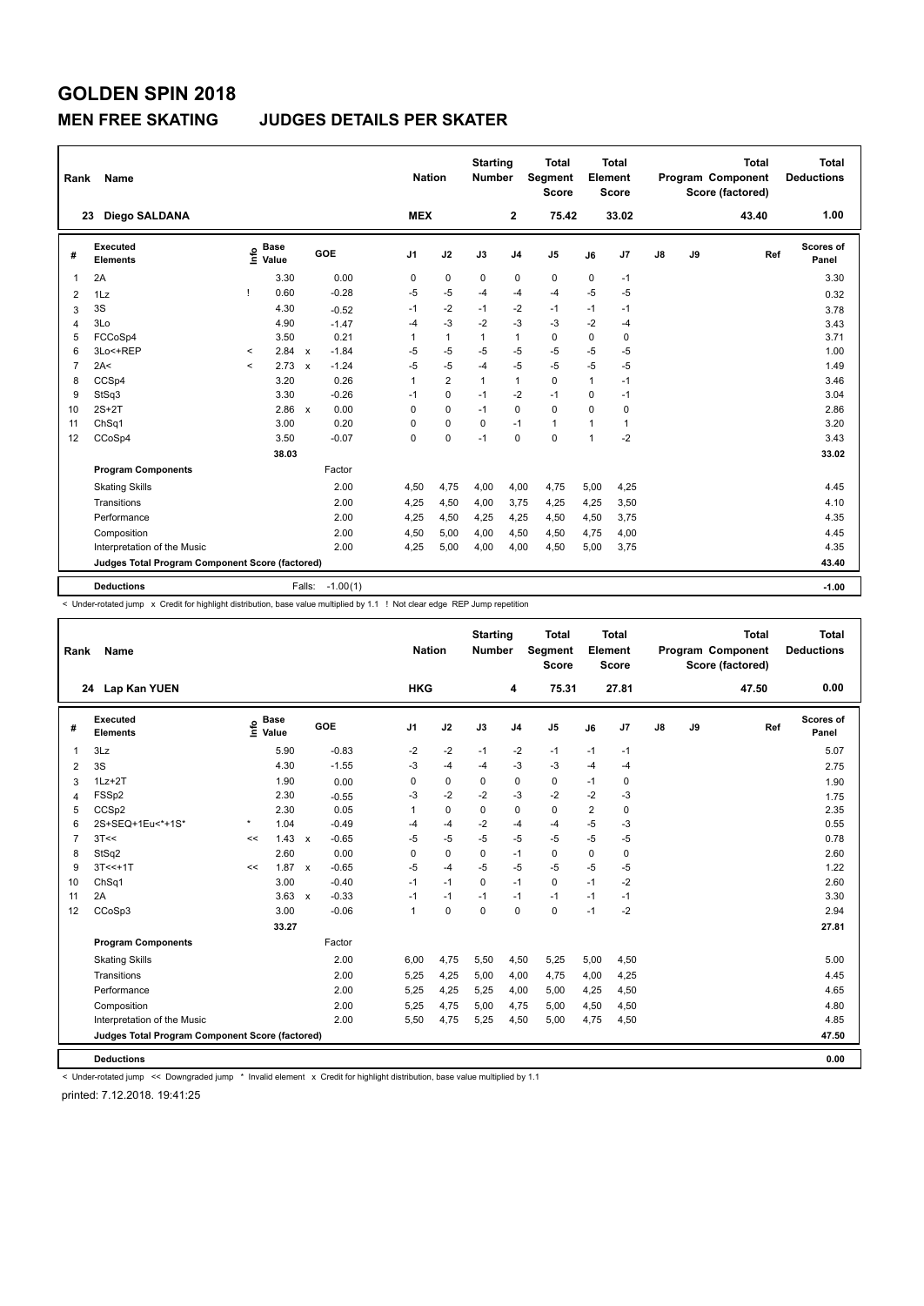# GOLDEN SPIN 2018

## MEN FREE SKATING JUDGES DETAILS PER SKATER

| Rank | Name | Nation | Starting Number | Total Segment Score | Total Element Score | Total Program Component Score (factored) | Total Deductions |
|---|---|---|---|---|---|---|---|
| 23 | Diego SALDANA | MEX | 2 | 75.42 | 33.02 | 43.40 | 1.00 |

| # | Executed Elements | Info | Base Value | | GOE | J1 | J2 | J3 | J4 | J5 | J6 | J7 | J8 | J9 | Ref | Scores of Panel |
|---|---|---|---|---|---|---|---|---|---|---|---|---|---|---|---|---|
| 1 | 2A | | 3.30 | | 0.00 | 0 | 0 | 0 | 0 | 0 | 0 | -1 | | | | 3.30 |
| 2 | 1Lz | ! | 0.60 | | -0.28 | -5 | -5 | -4 | -4 | -4 | -5 | -5 | | | | 0.32 |
| 3 | 3S | | 4.30 | | -0.52 | -1 | -2 | -1 | -2 | -1 | -1 | -1 | | | | 3.78 |
| 4 | 3Lo | | 4.90 | | -1.47 | -4 | -3 | -2 | -3 | -3 | -2 | -4 | | | | 3.43 |
| 5 | FCCoSp4 | | 3.50 | | 0.21 | 1 | 1 | 1 | 1 | 0 | 0 | 0 | | | | 3.71 |
| 6 | 3Lo<+REP | < | 2.84 | x | -1.84 | -5 | -5 | -5 | -5 | -5 | -5 | -5 | | | | 1.00 |
| 7 | 2A< | < | 2.73 | x | -1.24 | -5 | -5 | -4 | -5 | -5 | -5 | -5 | | | | 1.49 |
| 8 | CCSp4 | | 3.20 | | 0.26 | 1 | 2 | 1 | 1 | 0 | 1 | -1 | | | | 3.46 |
| 9 | StSq3 | | 3.30 | | -0.26 | -1 | 0 | -1 | -2 | -1 | 0 | -1 | | | | 3.04 |
| 10 | 2S+2T | | 2.86 | x | 0.00 | 0 | 0 | -1 | 0 | 0 | 0 | 0 | | | | 2.86 |
| 11 | ChSq1 | | 3.00 | | 0.20 | 0 | 0 | 0 | -1 | 1 | 1 | 1 | | | | 3.20 |
| 12 | CCoSp4 | | 3.50 | | -0.07 | 0 | 0 | -1 | 0 | 0 | 1 | -2 | | | | 3.43 |
| | | | 38.03 | | | | | | | | | | | | | 33.02 |
| | **Program Components** | | | | Factor | | | | | | | | | | | |
| | Skating Skills | | | | 2.00 | 4,50 | 4,75 | 4,00 | 4,00 | 4,75 | 5,00 | 4,25 | | | | 4.45 |
| | Transitions | | | | 2.00 | 4,25 | 4,50 | 4,00 | 3,75 | 4,25 | 4,25 | 3,50 | | | | 4.10 |
| | Performance | | | | 2.00 | 4,25 | 4,50 | 4,25 | 4,25 | 4,50 | 4,50 | 3,75 | | | | 4.35 |
| | Composition | | | | 2.00 | 4,50 | 5,00 | 4,00 | 4,50 | 4,50 | 4,75 | 4,00 | | | | 4.45 |
| | Interpretation of the Music | | | | 2.00 | 4,25 | 5,00 | 4,00 | 4,00 | 4,50 | 5,00 | 3,75 | | | | 4.35 |
| | **Judges Total Program Component Score (factored)** | | | | | | | | | | | | | | | 43.40 |
| | **Deductions** | | | Falls: | -1.00(1) | | | | | | | | | | | -1.00 |

< Under-rotated jump x Credit for highlight distribution, base value multiplied by 1.1 ! Not clear edge REP Jump repetition

| Rank | Name | Nation | Starting Number | Total Segment Score | Total Element Score | Total Program Component Score (factored) | Total Deductions |
|---|---|---|---|---|---|---|---|
| 24 | Lap Kan YUEN | HKG | 4 | 75.31 | 27.81 | 47.50 | 0.00 |

| # | Executed Elements | Info | Base Value | | GOE | J1 | J2 | J3 | J4 | J5 | J6 | J7 | J8 | J9 | Ref | Scores of Panel |
|---|---|---|---|---|---|---|---|---|---|---|---|---|---|---|---|---|
| 1 | 3Lz | | 5.90 | | -0.83 | -2 | -2 | -1 | -2 | -1 | -1 | -1 | | | | 5.07 |
| 2 | 3S | | 4.30 | | -1.55 | -3 | -4 | -4 | -3 | -3 | -4 | -4 | | | | 2.75 |
| 3 | 1Lz+2T | | 1.90 | | 0.00 | 0 | 0 | 0 | 0 | 0 | -1 | 0 | | | | 1.90 |
| 4 | FSSp2 | | 2.30 | | -0.55 | -3 | -2 | -2 | -3 | -2 | -2 | -3 | | | | 1.75 |
| 5 | CCSp2 | | 2.30 | | 0.05 | 1 | 0 | 0 | 0 | 0 | 2 | 0 | | | | 2.35 |
| 6 | 2S+SEQ+1Eu<*+1S* | * | 1.04 | | -0.49 | -4 | -4 | -2 | -4 | -4 | -5 | -3 | | | | 0.55 |
| 7 | 3T<< | << | 1.43 | x | -0.65 | -5 | -5 | -5 | -5 | -5 | -5 | -5 | | | | 0.78 |
| 8 | StSq2 | | 2.60 | | 0.00 | 0 | 0 | 0 | -1 | 0 | 0 | 0 | | | | 2.60 |
| 9 | 3T<<+1T | << | 1.87 | x | -0.65 | -5 | -4 | -5 | -5 | -5 | -5 | -5 | | | | 1.22 |
| 10 | ChSq1 | | 3.00 | | -0.40 | -1 | -1 | 0 | -1 | 0 | -1 | -2 | | | | 2.60 |
| 11 | 2A | | 3.63 | x | -0.33 | -1 | -1 | -1 | -1 | -1 | -1 | -1 | | | | 3.30 |
| 12 | CCoSp3 | | 3.00 | | -0.06 | 1 | 0 | 0 | 0 | 0 | -1 | -2 | | | | 2.94 |
| | | | 33.27 | | | | | | | | | | | | | 27.81 |
| | **Program Components** | | | | Factor | | | | | | | | | | | |
| | Skating Skills | | | | 2.00 | 6,00 | 4,75 | 5,50 | 4,50 | 5,25 | 5,00 | 4,50 | | | | 5.00 |
| | Transitions | | | | 2.00 | 5,25 | 4,25 | 5,00 | 4,00 | 4,75 | 4,00 | 4,25 | | | | 4.45 |
| | Performance | | | | 2.00 | 5,25 | 4,25 | 5,25 | 4,00 | 5,00 | 4,25 | 4,50 | | | | 4.65 |
| | Composition | | | | 2.00 | 5,25 | 4,75 | 5,00 | 4,75 | 5,00 | 4,50 | 4,50 | | | | 4.80 |
| | Interpretation of the Music | | | | 2.00 | 5,50 | 4,75 | 5,25 | 4,50 | 5,00 | 4,75 | 4,50 | | | | 4.85 |
| | **Judges Total Program Component Score (factored)** | | | | | | | | | | | | | | | 47.50 |
| | **Deductions** | | | | | | | | | | | | | | | 0.00 |

< Under-rotated jump << Downgraded jump * Invalid element x Credit for highlight distribution, base value multiplied by 1.1

printed: 7.12.2018. 19:41:25